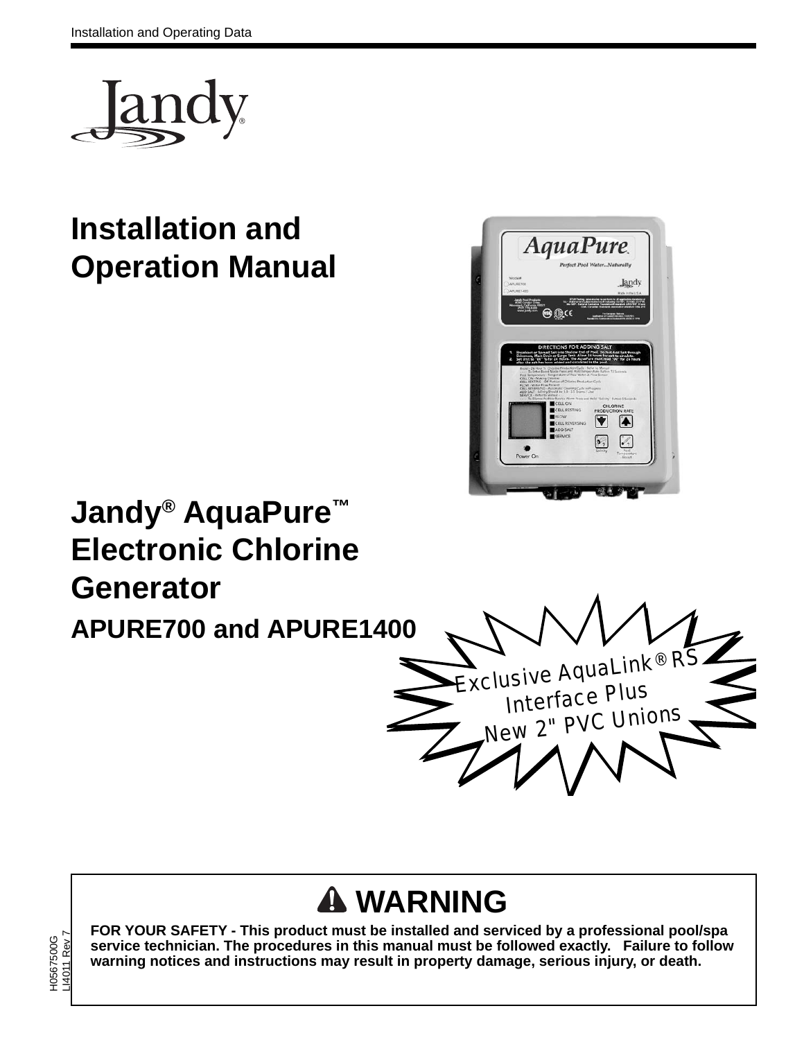# Installation and Operation Manual

## Jandy® AquaPure™ Electronic Chlorine Generator

### APURE700 and APURE1400

Exclusive AquaLink® RS Interface Plus New 2" PVC Unions

## ⚠ WARNING

**FOR YOUR SAFETY - This product must be installed and serviced by a professional pool/spa service technician. The procedures in this manual must be followed exactly. Failure to follow warning notices and instructions may result in property damage, serious injury, or death.**

H0567500G
LI4011 Rev 7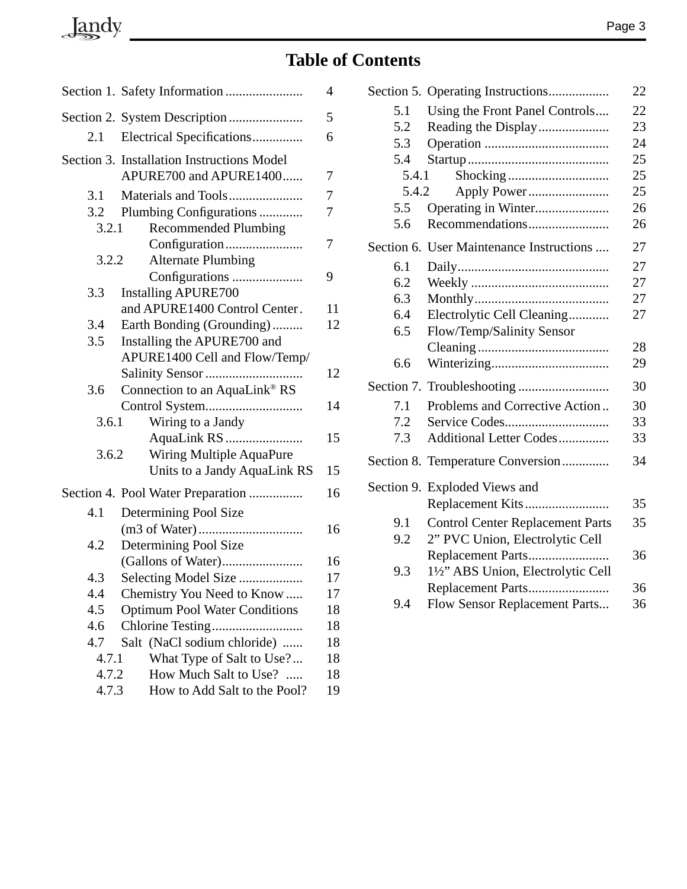# Table of Contents

| | | |
|---|---|---|
| Section 1. | Safety Information | 4 |
| Section 2. | System Description | 5 |
| 2.1 | Electrical Specifications | 6 |
| Section 3. | Installation Instructions Model APURE700 and APURE1400 | 7 |
| 3.1 | Materials and Tools | 7 |
| 3.2 | Plumbing Configurations | 7 |
| 3.2.1 | Recommended Plumbing Configuration | 7 |
| 3.2.2 | Alternate Plumbing Configurations | 9 |
| 3.3 | Installing APURE700 and APURE1400 Control Center | 11 |
| 3.4 | Earth Bonding (Grounding) | 12 |
| 3.5 | Installing the APURE700 and APURE1400 Cell and Flow/Temp/Salinity Sensor | 12 |
| 3.6 | Connection to an AquaLink® RS Control System | 14 |
| 3.6.1 | Wiring to a Jandy AquaLink RS | 15 |
| 3.6.2 | Wiring Multiple AquaPure Units to a Jandy AquaLink RS | 15 |
| Section 4. | Pool Water Preparation | 16 |
| 4.1 | Determining Pool Size (m3 of Water) | 16 |
| 4.2 | Determining Pool Size (Gallons of Water) | 16 |
| 4.3 | Selecting Model Size | 17 |
| 4.4 | Chemistry You Need to Know | 17 |
| 4.5 | Optimum Pool Water Conditions | 18 |
| 4.6 | Chlorine Testing | 18 |
| 4.7 | Salt (NaCl sodium chloride) | 18 |
| 4.7.1 | What Type of Salt to Use? | 18 |
| 4.7.2 | How Much Salt to Use? | 18 |
| 4.7.3 | How to Add Salt to the Pool? | 19 |
| Section 5. | Operating Instructions | 22 |
| 5.1 | Using the Front Panel Controls | 22 |
| 5.2 | Reading the Display | 23 |
| 5.3 | Operation | 24 |
| 5.4 | Startup | 25 |
| 5.4.1 | Shocking | 25 |
| 5.4.2 | Apply Power | 25 |
| 5.5 | Operating in Winter | 26 |
| 5.6 | Recommendations | 26 |
| Section 6. | User Maintenance Instructions | 27 |
| 6.1 | Daily | 27 |
| 6.2 | Weekly | 27 |
| 6.3 | Monthly | 27 |
| 6.4 | Electrolytic Cell Cleaning | 27 |
| 6.5 | Flow/Temp/Salinity Sensor Cleaning | 28 |
| 6.6 | Winterizing | 29 |
| Section 7. | Troubleshooting | 30 |
| 7.1 | Problems and Corrective Action | 30 |
| 7.2 | Service Codes | 33 |
| 7.3 | Additional Letter Codes | 33 |
| Section 8. | Temperature Conversion | 34 |
| Section 9. | Exploded Views and Replacement Kits | 35 |
| 9.1 | Control Center Replacement Parts | 35 |
| 9.2 | 2" PVC Union, Electrolytic Cell Replacement Parts | 36 |
| 9.3 | 1½" ABS Union, Electrolytic Cell Replacement Parts | 36 |
| 9.4 | Flow Sensor Replacement Parts | 36 |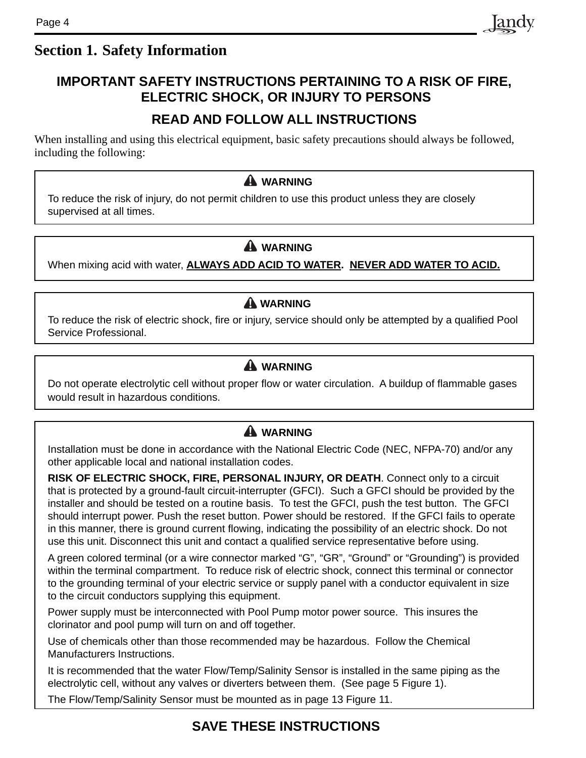# Section 1. Safety Information

## IMPORTANT SAFETY INSTRUCTIONS PERTAINING TO A RISK OF FIRE, ELECTRIC SHOCK, OR INJURY TO PERSONS

## READ AND FOLLOW ALL INSTRUCTIONS

When installing and using this electrical equipment, basic safety precautions should always be followed, including the following:

**⚠ WARNING**

To reduce the risk of injury, do not permit children to use this product unless they are closely supervised at all times.

**⚠ WARNING**

When mixing acid with water, **ALWAYS ADD ACID TO WATER**. **NEVER ADD WATER TO ACID.**

**⚠ WARNING**

To reduce the risk of electric shock, fire or injury, service should only be attempted by a qualified Pool Service Professional.

**⚠ WARNING**

Do not operate electrolytic cell without proper flow or water circulation. A buildup of flammable gases would result in hazardous conditions.

**⚠ WARNING**

Installation must be done in accordance with the National Electric Code (NEC, NFPA-70) and/or any other applicable local and national installation codes.

**RISK OF ELECTRIC SHOCK, FIRE, PERSONAL INJURY, OR DEATH**. Connect only to a circuit that is protected by a ground-fault circuit-interrupter (GFCI). Such a GFCI should be provided by the installer and should be tested on a routine basis. To test the GFCI, push the test button. The GFCI should interrupt power. Push the reset button. Power should be restored. If the GFCI fails to operate in this manner, there is ground current flowing, indicating the possibility of an electric shock. Do not use this unit. Disconnect this unit and contact a qualified service representative before using.

A green colored terminal (or a wire connector marked "G", "GR", "Ground" or "Grounding") is provided within the terminal compartment. To reduce risk of electric shock, connect this terminal or connector to the grounding terminal of your electric service or supply panel with a conductor equivalent in size to the circuit conductors supplying this equipment.

Power supply must be interconnected with Pool Pump motor power source. This insures the clorinator and pool pump will turn on and off together.

Use of chemicals other than those recommended may be hazardous. Follow the Chemical Manufacturers Instructions.

It is recommended that the water Flow/Temp/Salinity Sensor is installed in the same piping as the electrolytic cell, without any valves or diverters between them. (See page 5 Figure 1).

The Flow/Temp/Salinity Sensor must be mounted as in page 13 Figure 11.

## SAVE THESE INSTRUCTIONS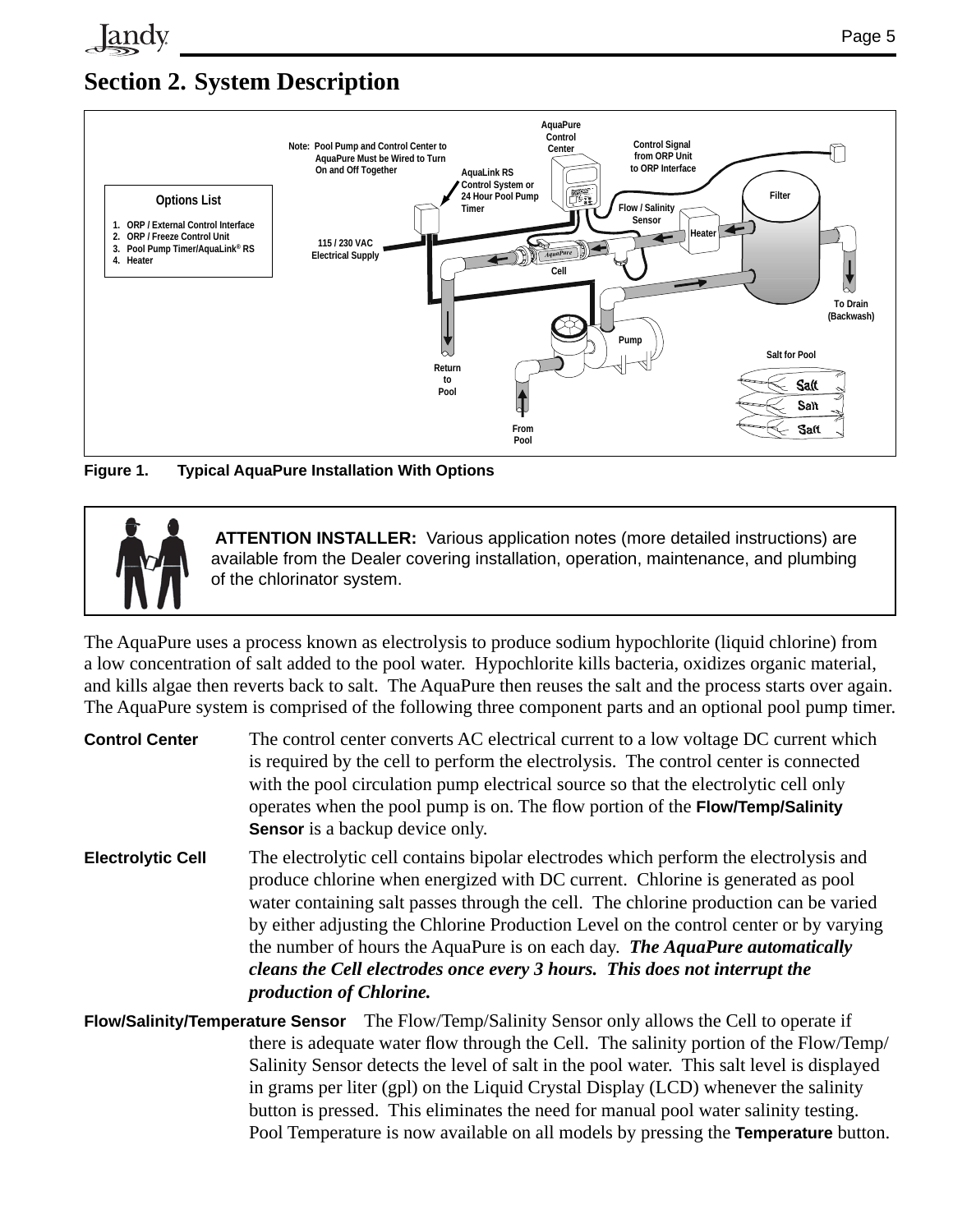# Section 2. System Description

Options List

1. ORP / External Control Interface
2. ORP / Freeze Control Unit
3. Pool Pump Timer/AquaLink® RS
4. Heater

Note: Pool Pump and Control Center to AquaPure Must be Wired to Turn On and Off Together

AquaPure Control Center

Control Signal from ORP Unit to ORP Interface

AquaLink RS Control System or 24 Hour Pool Pump Timer

Filter

Flow / Salinity Sensor

Heater

115 / 230 VAC Electrical Supply

Cell

To Drain (Backwash)

Pump

Salt for Pool

Return to Pool

From Pool

**Figure 1. Typical AquaPure Installation With Options**

**ATTENTION INSTALLER:** Various application notes (more detailed instructions) are available from the Dealer covering installation, operation, maintenance, and plumbing of the chlorinator system.

The AquaPure uses a process known as electrolysis to produce sodium hypochlorite (liquid chlorine) from a low concentration of salt added to the pool water. Hypochlorite kills bacteria, oxidizes organic material, and kills algae then reverts back to salt. The AquaPure then reuses the salt and the process starts over again. The AquaPure system is comprised of the following three component parts and an optional pool pump timer.

**Control Center** The control center converts AC electrical current to a low voltage DC current which is required by the cell to perform the electrolysis. The control center is connected with the pool circulation pump electrical source so that the electrolytic cell only operates when the pool pump is on. The flow portion of the **Flow/Temp/Salinity Sensor** is a backup device only.

**Electrolytic Cell** The electrolytic cell contains bipolar electrodes which perform the electrolysis and produce chlorine when energized with DC current. Chlorine is generated as pool water containing salt passes through the cell. The chlorine production can be varied by either adjusting the Chlorine Production Level on the control center or by varying the number of hours the AquaPure is on each day. ***The AquaPure automatically cleans the Cell electrodes once every 3 hours. This does not interrupt the production of Chlorine.***

**Flow/Salinity/Temperature Sensor** The Flow/Temp/Salinity Sensor only allows the Cell to operate if there is adequate water flow through the Cell. The salinity portion of the Flow/Temp/Salinity Sensor detects the level of salt in the pool water. This salt level is displayed in grams per liter (gpl) on the Liquid Crystal Display (LCD) whenever the salinity button is pressed. This eliminates the need for manual pool water salinity testing. Pool Temperature is now available on all models by pressing the **Temperature** button.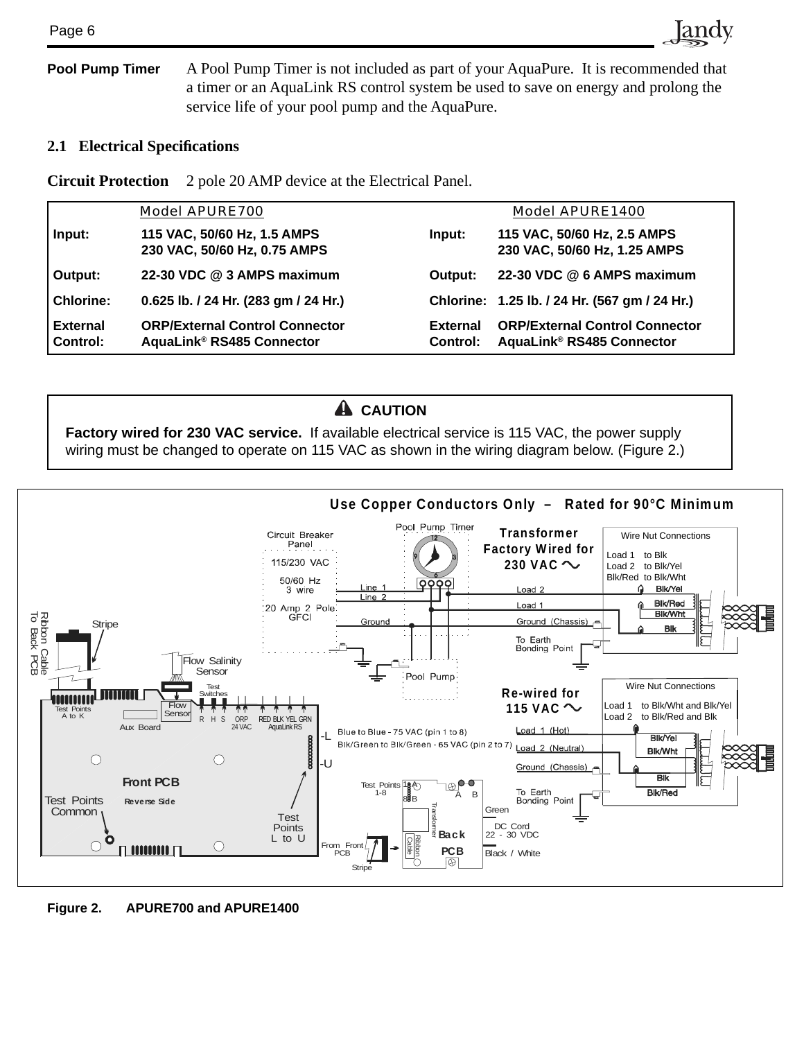**Pool Pump Timer** A Pool Pump Timer is not included as part of your AquaPure. It is recommended that a timer or an AquaLink RS control system be used to save on energy and prolong the service life of your pool pump and the AquaPure.

## 2.1 Electrical Specifications

**Circuit Protection** 2 pole 20 AMP device at the Electrical Panel.

| Model APURE700 | | Model APURE1400 | |
|---|---|---|---|
| **Input:** | **115 VAC, 50/60 Hz, 1.5 AMPS**<br>**230 VAC, 50/60 Hz, 0.75 AMPS** | **Input:** | **115 VAC, 50/60 Hz, 2.5 AMPS**<br>**230 VAC, 50/60 Hz, 1.25 AMPS** |
| **Output:** | **22-30 VDC @ 3 AMPS maximum** | **Output:** | **22-30 VDC @ 6 AMPS maximum** |
| **Chlorine:** | **0.625 lb. / 24 Hr. (283 gm / 24 Hr.)** | **Chlorine:** | **1.25 lb. / 24 Hr. (567 gm / 24 Hr.)** |
| **External Control:** | **ORP/External Control Connector**<br>**AquaLink® RS485 Connector** | **External Control:** | **ORP/External Control Connector**<br>**AquaLink® RS485 Connector** |

> **CAUTION**
>
> **Factory wired for 230 VAC service.** If available electrical service is 115 VAC, the power supply wiring must be changed to operate on 115 VAC as shown in the wiring diagram below. (Figure 2.)

Use Copper Conductors Only – Rated for 90°C Minimum

Circuit Breaker Panel
115/230 VAC
50/60 Hz
3 wire
20 Amp 2 Pole
GFCI

Pool Pump Timer
Line 1
Line 2
Ground
Pool Pump

Transformer Factory Wired for 230 VAC

Wire Nut Connections
Load 1 to Blk
Load 2 to Blk/Yel
Blk/Red to Blk/Wht

Load 2
Load 1
Ground (Chassis)
To Earth Bonding Point
Blk/Yel
Blk/Red
Blk/Wht
Blk

Re-wired for 115 VAC

Wire Nut Connections
Load 1 to Blk/Wht and Blk/Yel
Load 2 to Blk/Red and Blk

Load 1 (Hot)
Load 2 (Neutral)
Ground (Chassis)
To Earth Bonding Point
Blk/Yel
Blk/Wht
Blk
Blk/Red

Ribbon Cable To Back PCB
Stripe
Flow Salinity Sensor
Test Switches
Test Points A to K
Flow Sensor
R H S
ORP 24 VAC
RED BLK YEL GRN AquaLink RS
Aux Board
-L
-U
Front PCB
Reverse Side
Test Points Common
Test Points L to U

Blue to Blue - 75 VAC (pin 1 to 8)
Blk/Green to Blk/Green - 65 VAC (pin 2 to 7)

Test Points 1-8
A B
Transformer
Ribbon Cable
Back PCB
From Front PCB
Stripe
Green
DC Cord 22 - 30 VDC
Black / White

**Figure 2. APURE700 and APURE1400**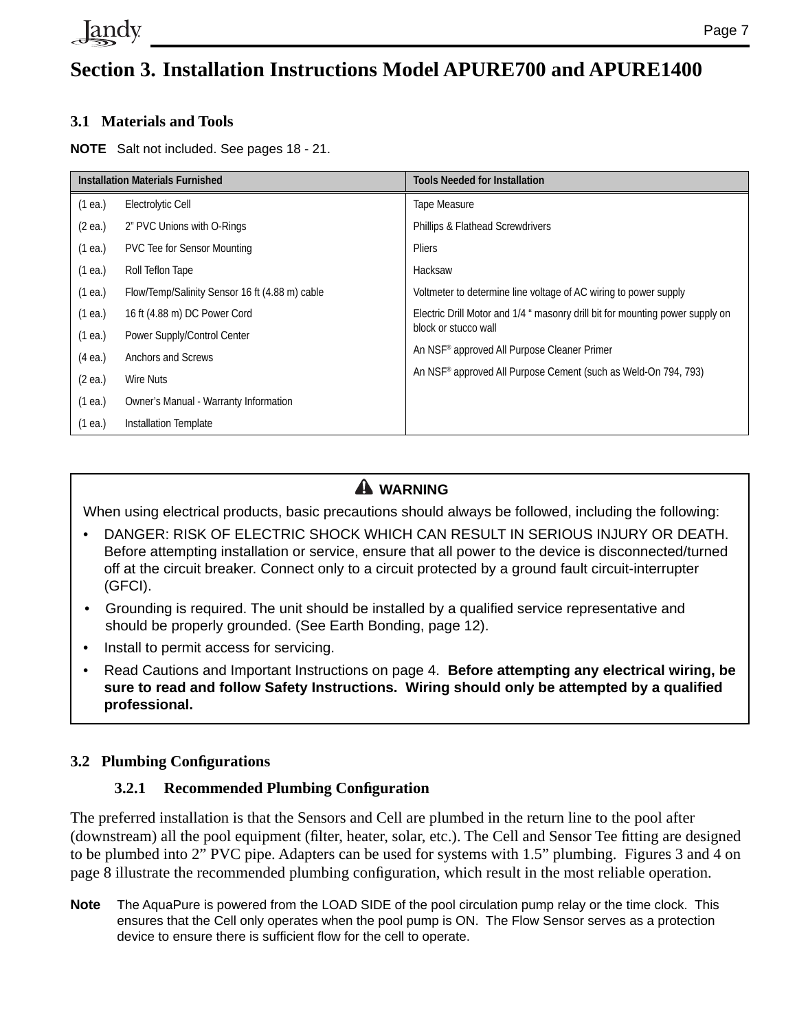# Section 3. Installation Instructions Model APURE700 and APURE1400

## 3.1 Materials and Tools

**NOTE** Salt not included. See pages 18 - 21.

| Installation Materials Furnished | | Tools Needed for Installation |
|---|---|---|
| (1 ea.) | Electrolytic Cell | Tape Measure |
| (2 ea.) | 2" PVC Unions with O-Rings | Phillips & Flathead Screwdrivers |
| (1 ea.) | PVC Tee for Sensor Mounting | Pliers |
| (1 ea.) | Roll Teflon Tape | Hacksaw |
| (1 ea.) | Flow/Temp/Salinity Sensor 16 ft (4.88 m) cable | Voltmeter to determine line voltage of AC wiring to power supply |
| (1 ea.) | 16 ft (4.88 m) DC Power Cord | Electric Drill Motor and 1/4 " masonry drill bit for mounting power supply on block or stucco wall |
| (1 ea.) | Power Supply/Control Center | An NSF® approved All Purpose Cleaner Primer |
| (4 ea.) | Anchors and Screws | An NSF® approved All Purpose Cement (such as Weld-On 794, 793) |
| (2 ea.) | Wire Nuts | |
| (1 ea.) | Owner's Manual - Warranty Information | |
| (1 ea.) | Installation Template | |

**⚠ WARNING**

When using electrical products, basic precautions should always be followed, including the following:

- DANGER: RISK OF ELECTRIC SHOCK WHICH CAN RESULT IN SERIOUS INJURY OR DEATH. Before attempting installation or service, ensure that all power to the device is disconnected/turned off at the circuit breaker. Connect only to a circuit protected by a ground fault circuit-interrupter (GFCI).
- Grounding is required. The unit should be installed by a qualified service representative and should be properly grounded. (See Earth Bonding, page 12).
- Install to permit access for servicing.
- Read Cautions and Important Instructions on page 4. **Before attempting any electrical wiring, be sure to read and follow Safety Instructions. Wiring should only be attempted by a qualified professional.**

## 3.2 Plumbing Configurations

### 3.2.1 Recommended Plumbing Configuration

The preferred installation is that the Sensors and Cell are plumbed in the return line to the pool after (downstream) all the pool equipment (filter, heater, solar, etc.). The Cell and Sensor Tee fitting are designed to be plumbed into 2" PVC pipe. Adapters can be used for systems with 1.5" plumbing. Figures 3 and 4 on page 8 illustrate the recommended plumbing configuration, which result in the most reliable operation.

**Note** The AquaPure is powered from the LOAD SIDE of the pool circulation pump relay or the time clock. This ensures that the Cell only operates when the pool pump is ON. The Flow Sensor serves as a protection device to ensure there is sufficient flow for the cell to operate.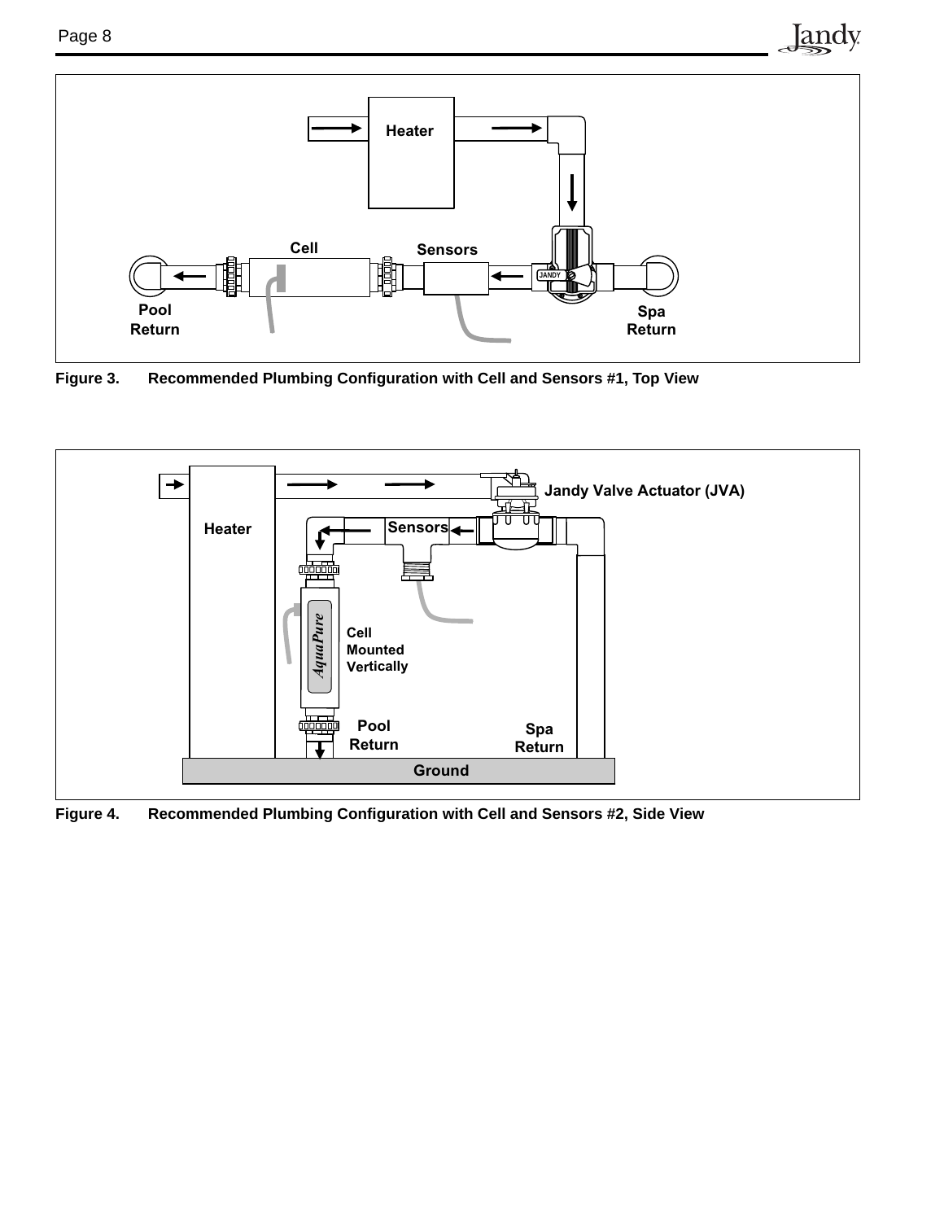Heater

Cell

Sensors

JANDY

Pool
Return

Spa
Return

**Figure 3. Recommended Plumbing Configuration with Cell and Sensors #1, Top View**

Jandy Valve Actuator (JVA)

Heater

Sensors

AquaPure

Cell
Mounted
Vertically

Pool
Return

Spa
Return

Ground

**Figure 4. Recommended Plumbing Configuration with Cell and Sensors #2, Side View**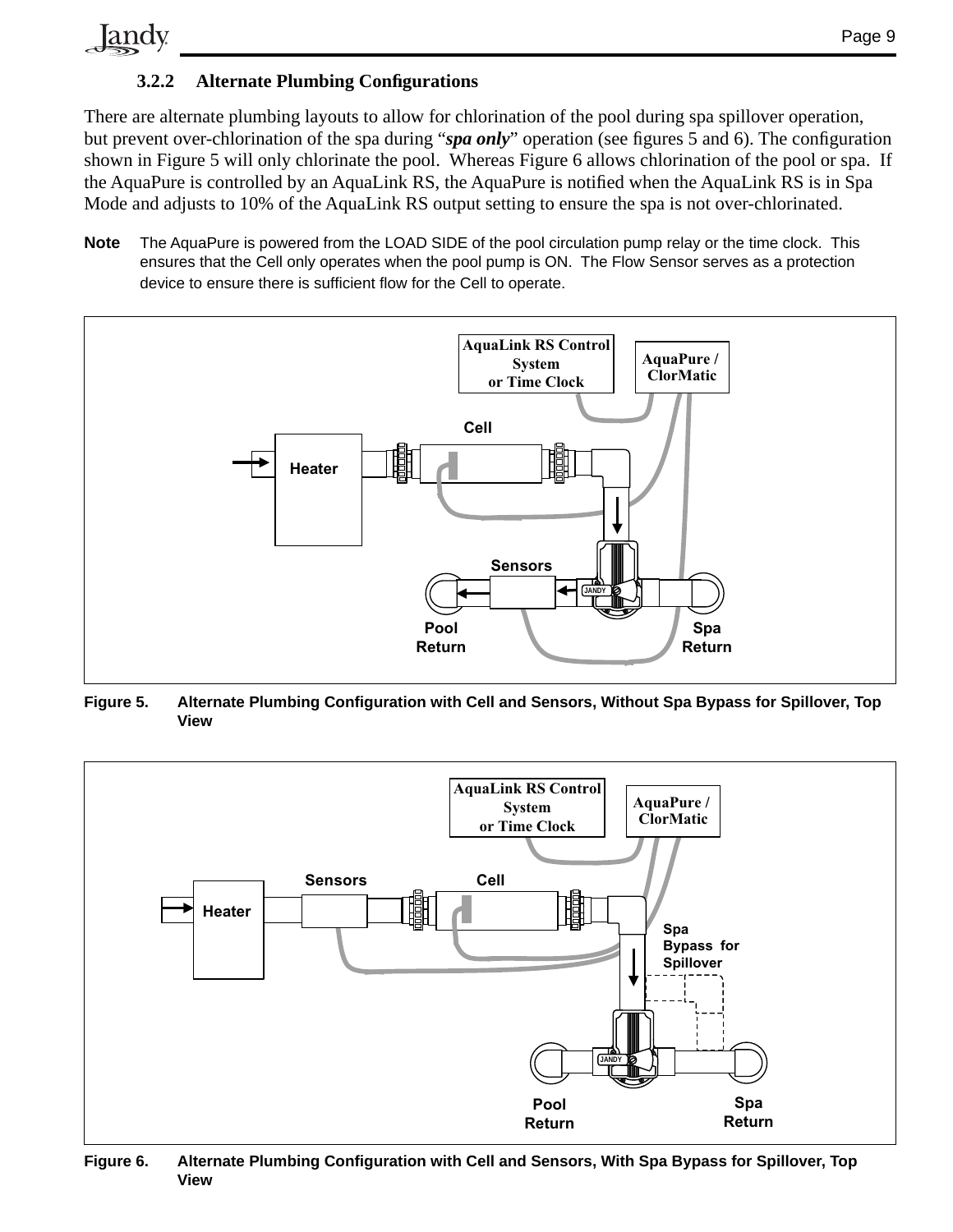### 3.2.2 Alternate Plumbing Configurations

There are alternate plumbing layouts to allow for chlorination of the pool during spa spillover operation, but prevent over-chlorination of the spa during "***spa only***" operation (see figures 5 and 6). The configuration shown in Figure 5 will only chlorinate the pool. Whereas Figure 6 allows chlorination of the pool or spa. If the AquaPure is controlled by an AquaLink RS, the AquaPure is notified when the AquaLink RS is in Spa Mode and adjusts to 10% of the AquaLink RS output setting to ensure the spa is not over-chlorinated.

**Note** The AquaPure is powered from the LOAD SIDE of the pool circulation pump relay or the time clock. This ensures that the Cell only operates when the pool pump is ON. The Flow Sensor serves as a protection device to ensure there is sufficient flow for the Cell to operate.

AquaLink RS Control System or Time Clock

AquaPure / ClorMatic

Cell

Heater

Sensors

JANDY

Pool Return

Spa Return

**Figure 5. Alternate Plumbing Configuration with Cell and Sensors, Without Spa Bypass for Spillover, Top View**

AquaLink RS Control System or Time Clock

AquaPure / ClorMatic

Sensors

Cell

Heater

Spa Bypass for Spillover

JANDY

Pool Return

Spa Return

**Figure 6. Alternate Plumbing Configuration with Cell and Sensors, With Spa Bypass for Spillover, Top View**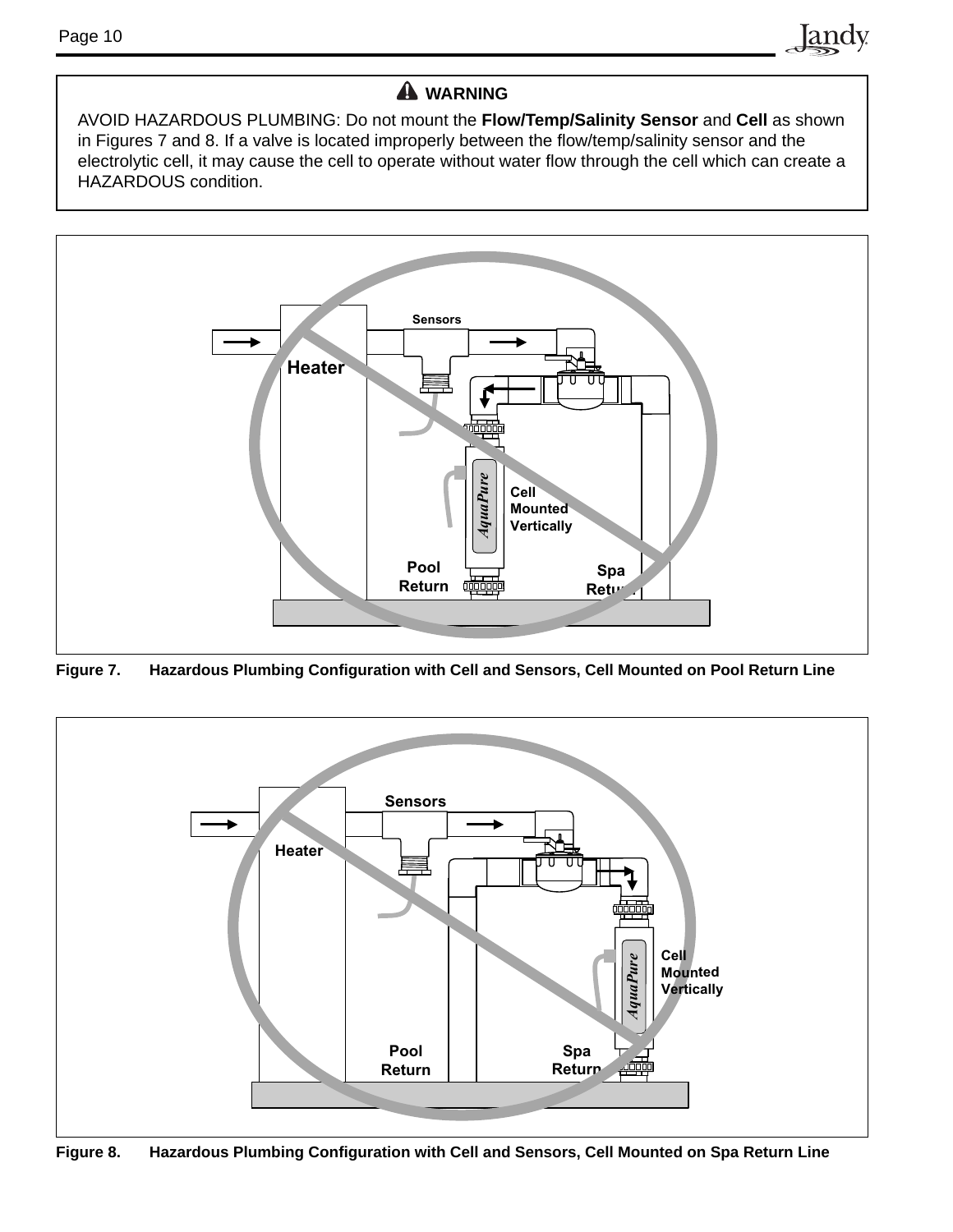**⚠ WARNING**

AVOID HAZARDOUS PLUMBING: Do not mount the **Flow/Temp/Salinity Sensor** and **Cell** as shown in Figures 7 and 8. If a valve is located improperly between the flow/temp/salinity sensor and the electrolytic cell, it may cause the cell to operate without water flow through the cell which can create a HAZARDOUS condition.

Sensors

Heater

AquaPure

Cell
Mounted
Vertically

Pool
Return

Spa
Return

**Figure 7. Hazardous Plumbing Configuration with Cell and Sensors, Cell Mounted on Pool Return Line**

Sensors

Heater

AquaPure

Cell
Mounted
Vertically

Pool
Return

Spa
Return

**Figure 8. Hazardous Plumbing Configuration with Cell and Sensors, Cell Mounted on Spa Return Line**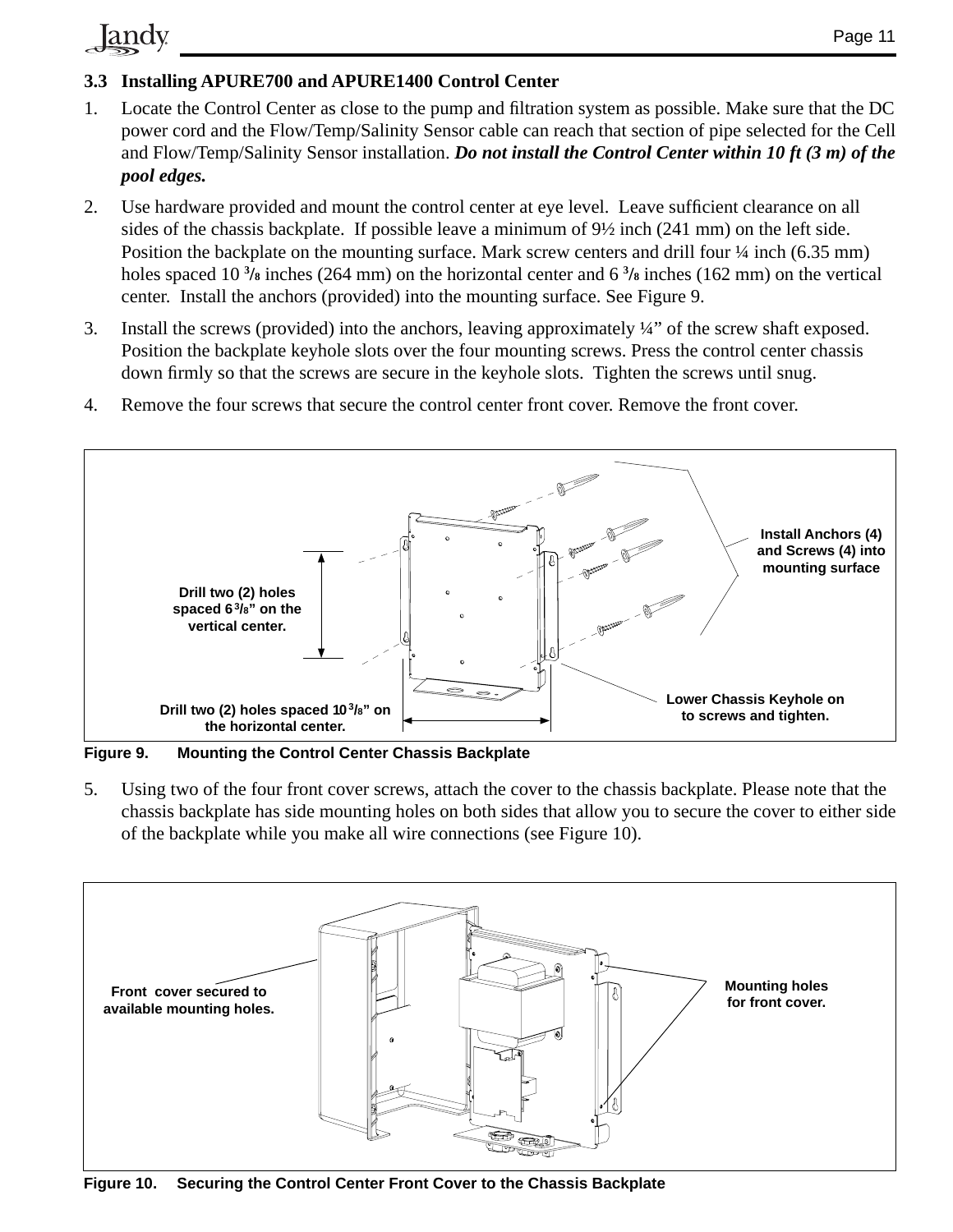## 3.3 Installing APURE700 and APURE1400 Control Center

1. Locate the Control Center as close to the pump and filtration system as possible. Make sure that the DC power cord and the Flow/Temp/Salinity Sensor cable can reach that section of pipe selected for the Cell and Flow/Temp/Salinity Sensor installation. ***Do not install the Control Center within 10 ft (3 m) of the pool edges.***

2. Use hardware provided and mount the control center at eye level. Leave sufficient clearance on all sides of the chassis backplate. If possible leave a minimum of 9½ inch (241 mm) on the left side. Position the backplate on the mounting surface. Mark screw centers and drill four ¼ inch (6.35 mm) holes spaced 10 3/8 inches (264 mm) on the horizontal center and 6 3/8 inches (162 mm) on the vertical center. Install the anchors (provided) into the mounting surface. See Figure 9.

3. Install the screws (provided) into the anchors, leaving approximately ¼" of the screw shaft exposed. Position the backplate keyhole slots over the four mounting screws. Press the control center chassis down firmly so that the screws are secure in the keyhole slots. Tighten the screws until snug.

4. Remove the four screws that secure the control center front cover. Remove the front cover.

Drill two (2) holes spaced 6 3/8" on the vertical center.

Install Anchors (4) and Screws (4) into mounting surface

Drill two (2) holes spaced 10 3/8" on the horizontal center.

Lower Chassis Keyhole on to screws and tighten.

**Figure 9. Mounting the Control Center Chassis Backplate**

5. Using two of the four front cover screws, attach the cover to the chassis backplate. Please note that the chassis backplate has side mounting holes on both sides that allow you to secure the cover to either side of the backplate while you make all wire connections (see Figure 10).

Front cover secured to available mounting holes.

Mounting holes for front cover.

**Figure 10. Securing the Control Center Front Cover to the Chassis Backplate**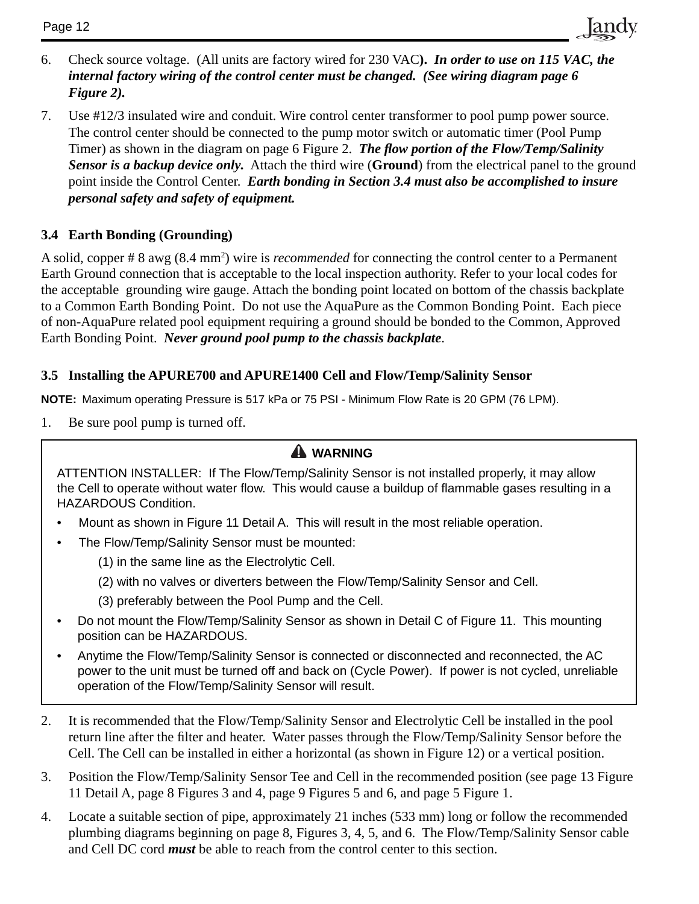6. Check source voltage. (All units are factory wired for 230 VAC***). In order to use on 115 VAC, the internal factory wiring of the control center must be changed. (See wiring diagram page 6 Figure 2).***

7. Use #12/3 insulated wire and conduit. Wire control center transformer to pool pump power source. The control center should be connected to the pump motor switch or automatic timer (Pool Pump Timer) as shown in the diagram on page 6 Figure 2. ***The flow portion of the Flow/Temp/Salinity Sensor is a backup device only.*** Attach the third wire (**Ground**) from the electrical panel to the ground point inside the Control Center. ***Earth bonding in Section 3.4 must also be accomplished to insure personal safety and safety of equipment.***

### 3.4 Earth Bonding (Grounding)

A solid, copper # 8 awg (8.4 mm$^2$) wire is *recommended* for connecting the control center to a Permanent Earth Ground connection that is acceptable to the local inspection authority. Refer to your local codes for the acceptable grounding wire gauge. Attach the bonding point located on bottom of the chassis backplate to a Common Earth Bonding Point. Do not use the AquaPure as the Common Bonding Point. Each piece of non-AquaPure related pool equipment requiring a ground should be bonded to the Common, Approved Earth Bonding Point. ***Never ground pool pump to the chassis backplate***.

### 3.5 Installing the APURE700 and APURE1400 Cell and Flow/Temp/Salinity Sensor

**NOTE:** Maximum operating Pressure is 517 kPa or 75 PSI - Minimum Flow Rate is 20 GPM (76 LPM).

1. Be sure pool pump is turned off.

> **WARNING**
>
> ATTENTION INSTALLER: If The Flow/Temp/Salinity Sensor is not installed properly, it may allow the Cell to operate without water flow. This would cause a buildup of flammable gases resulting in a HAZARDOUS Condition.
>
> - Mount as shown in Figure 11 Detail A. This will result in the most reliable operation.
> - The Flow/Temp/Salinity Sensor must be mounted:
>   (1) in the same line as the Electrolytic Cell.
>   (2) with no valves or diverters between the Flow/Temp/Salinity Sensor and Cell.
>   (3) preferably between the Pool Pump and the Cell.
> - Do not mount the Flow/Temp/Salinity Sensor as shown in Detail C of Figure 11. This mounting position can be HAZARDOUS.
> - Anytime the Flow/Temp/Salinity Sensor is connected or disconnected and reconnected, the AC power to the unit must be turned off and back on (Cycle Power). If power is not cycled, unreliable operation of the Flow/Temp/Salinity Sensor will result.

2. It is recommended that the Flow/Temp/Salinity Sensor and Electrolytic Cell be installed in the pool return line after the filter and heater. Water passes through the Flow/Temp/Salinity Sensor before the Cell. The Cell can be installed in either a horizontal (as shown in Figure 12) or a vertical position.

3. Position the Flow/Temp/Salinity Sensor Tee and Cell in the recommended position (see page 13 Figure 11 Detail A, page 8 Figures 3 and 4, page 9 Figures 5 and 6, and page 5 Figure 1.

4. Locate a suitable section of pipe, approximately 21 inches (533 mm) long or follow the recommended plumbing diagrams beginning on page 8, Figures 3, 4, 5, and 6. The Flow/Temp/Salinity Sensor cable and Cell DC cord ***must*** be able to reach from the control center to this section.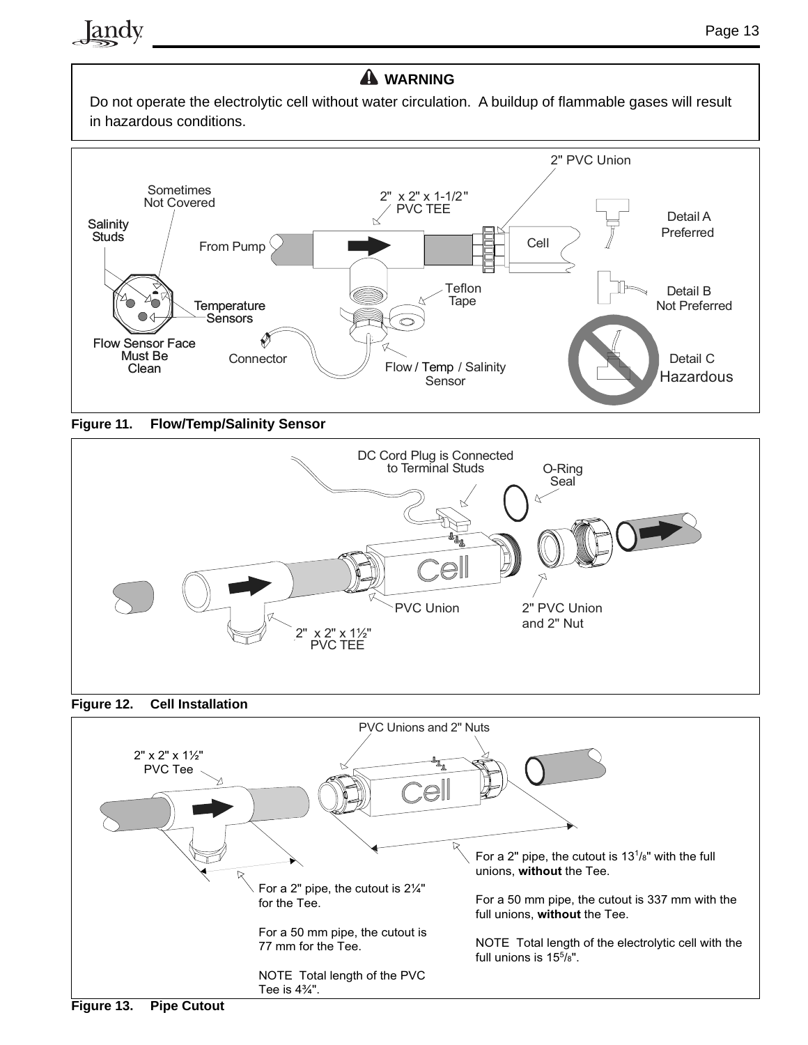**WARNING**

Do not operate the electrolytic cell without water circulation. A buildup of flammable gases will result in hazardous conditions.

2" PVC Union

Sometimes Not Covered

2" x 2" x 1-1/2" PVC TEE

Salinity Studs

From Pump

Cell

Detail A Preferred

Teflon Tape

Temperature Sensors

Detail B Not Preferred

Flow Sensor Face Must Be Clean

Connector

Flow / Temp / Salinity Sensor

Detail C Hazardous

**Figure 11. Flow/Temp/Salinity Sensor**

DC Cord Plug is Connected to Terminal Studs

O-Ring Seal

PVC Union

2" PVC Union and 2" Nut

2" x 2" x 1½" PVC TEE

**Figure 12. Cell Installation**

PVC Unions and 2" Nuts

2" x 2" x 1½" PVC Tee

For a 2" pipe, the cutout is 2¼" for the Tee.

For a 50 mm pipe, the cutout is 77 mm for the Tee.

NOTE Total length of the PVC Tee is 4¾".

For a 2" pipe, the cutout is 13 1/8" with the full unions, **without** the Tee.

For a 50 mm pipe, the cutout is 337 mm with the full unions, **without** the Tee.

NOTE Total length of the electrolytic cell with the full unions is 15 5/8".

**Figure 13. Pipe Cutout**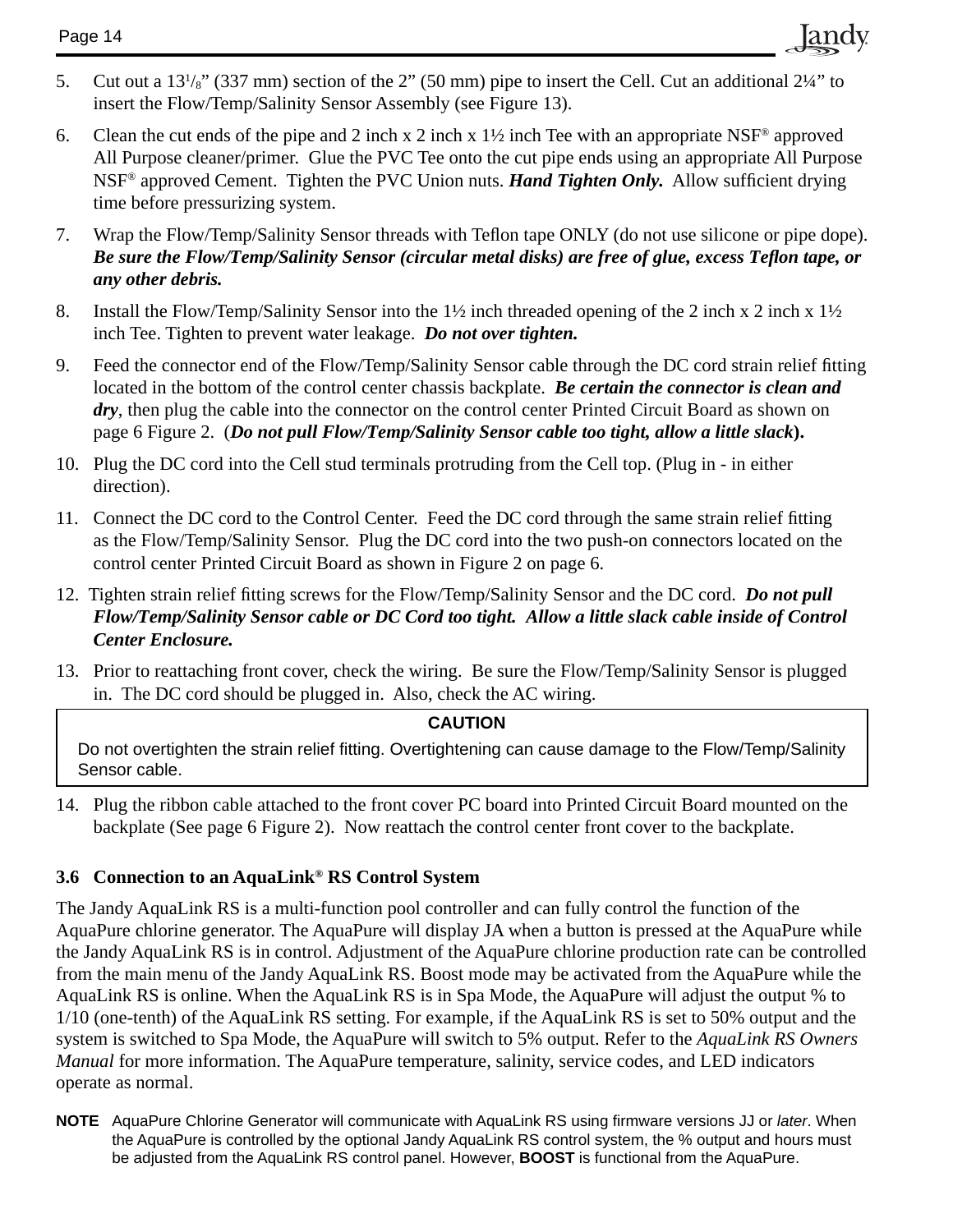5. Cut out a 13$^{1}/_{8}$” (337 mm) section of the 2” (50 mm) pipe to insert the Cell. Cut an additional 2¼” to insert the Flow/Temp/Salinity Sensor Assembly (see Figure 13).

6. Clean the cut ends of the pipe and 2 inch x 2 inch x 1½ inch Tee with an appropriate NSF® approved All Purpose cleaner/primer. Glue the PVC Tee onto the cut pipe ends using an appropriate All Purpose NSF® approved Cement. Tighten the PVC Union nuts. ***Hand Tighten Only.*** Allow sufficient drying time before pressurizing system.

7. Wrap the Flow/Temp/Salinity Sensor threads with Teflon tape ONLY (do not use silicone or pipe dope). ***Be sure the Flow/Temp/Salinity Sensor (circular metal disks) are free of glue, excess Teflon tape, or any other debris.***

8. Install the Flow/Temp/Salinity Sensor into the 1½ inch threaded opening of the 2 inch x 2 inch x 1½ inch Tee. Tighten to prevent water leakage. ***Do not over tighten.***

9. Feed the connector end of the Flow/Temp/Salinity Sensor cable through the DC cord strain relief fitting located in the bottom of the control center chassis backplate. ***Be certain the connector is clean and dry***, then plug the cable into the connector on the control center Printed Circuit Board as shown on page 6 Figure 2. (***Do not pull Flow/Temp/Salinity Sensor cable too tight, allow a little slack***).

10. Plug the DC cord into the Cell stud terminals protruding from the Cell top. (Plug in - in either direction).

11. Connect the DC cord to the Control Center. Feed the DC cord through the same strain relief fitting as the Flow/Temp/Salinity Sensor. Plug the DC cord into the two push-on connectors located on the control center Printed Circuit Board as shown in Figure 2 on page 6.

12. Tighten strain relief fitting screws for the Flow/Temp/Salinity Sensor and the DC cord. ***Do not pull Flow/Temp/Salinity Sensor cable or DC Cord too tight. Allow a little slack cable inside of Control Center Enclosure.***

13. Prior to reattaching front cover, check the wiring. Be sure the Flow/Temp/Salinity Sensor is plugged in. The DC cord should be plugged in. Also, check the AC wiring.

**CAUTION**

Do not overtighten the strain relief fitting. Overtightening can cause damage to the Flow/Temp/Salinity Sensor cable.

14. Plug the ribbon cable attached to the front cover PC board into Printed Circuit Board mounted on the backplate (See page 6 Figure 2). Now reattach the control center front cover to the backplate.

### 3.6 Connection to an AquaLink® RS Control System

The Jandy AquaLink RS is a multi-function pool controller and can fully control the function of the AquaPure chlorine generator. The AquaPure will display JA when a button is pressed at the AquaPure while the Jandy AquaLink RS is in control. Adjustment of the AquaPure chlorine production rate can be controlled from the main menu of the Jandy AquaLink RS. Boost mode may be activated from the AquaPure while the AquaLink RS is online. When the AquaLink RS is in Spa Mode, the AquaPure will adjust the output % to 1/10 (one-tenth) of the AquaLink RS setting. For example, if the AquaLink RS is set to 50% output and the system is switched to Spa Mode, the AquaPure will switch to 5% output. Refer to the *AquaLink RS Owners Manual* for more information. The AquaPure temperature, salinity, service codes, and LED indicators operate as normal.

**NOTE** AquaPure Chlorine Generator will communicate with AquaLink RS using firmware versions JJ or *later*. When the AquaPure is controlled by the optional Jandy AquaLink RS control system, the % output and hours must be adjusted from the AquaLink RS control panel. However, **BOOST** is functional from the AquaPure.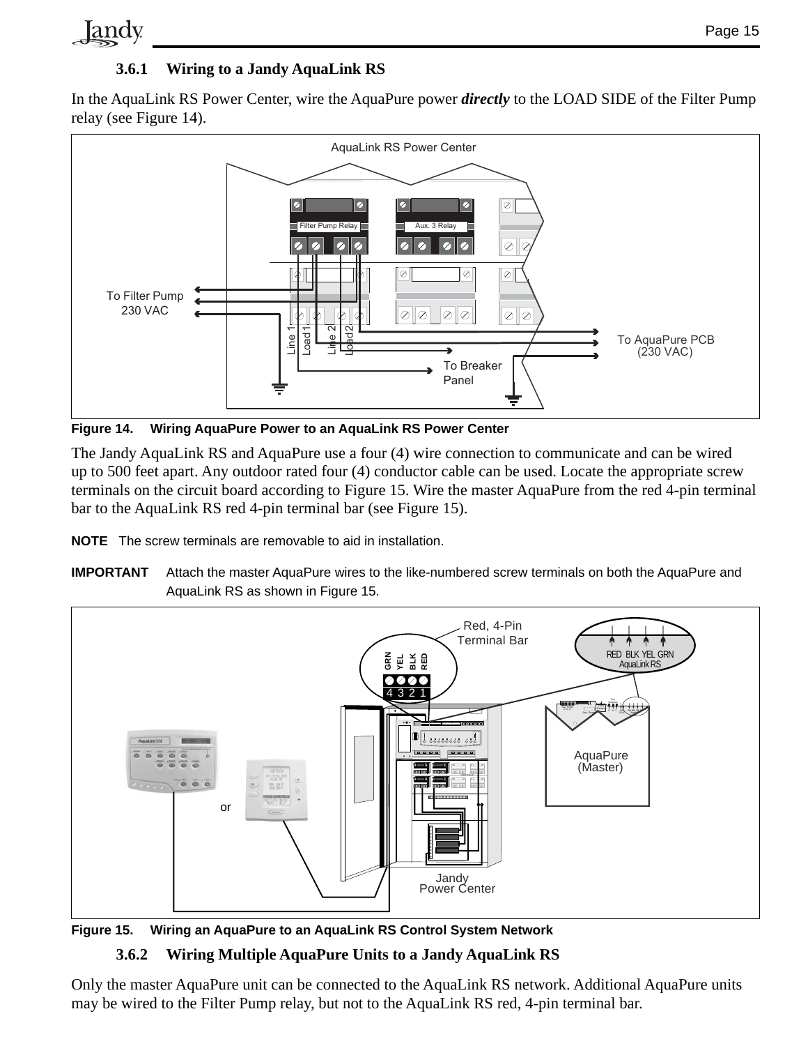### 3.6.1 Wiring to a Jandy AquaLink RS

In the AquaLink RS Power Center, wire the AquaPure power ***directly*** to the LOAD SIDE of the Filter Pump relay (see Figure 14).

AquaLink RS Power Center

Filter Pump Relay

Aux. 3 Relay

To Filter Pump
230 VAC

Line 1
Load 1
Line 2
Load 2

To Breaker
Panel

To AquaPure PCB
(230 VAC)

**Figure 14. Wiring AquaPure Power to an AquaLink RS Power Center**

The Jandy AquaLink RS and AquaPure use a four (4) wire connection to communicate and can be wired up to 500 feet apart. Any outdoor rated four (4) conductor cable can be used. Locate the appropriate screw terminals on the circuit board according to Figure 15. Wire the master AquaPure from the red 4-pin terminal bar to the AquaLink RS red 4-pin terminal bar (see Figure 15).

**NOTE** The screw terminals are removable to aid in installation.

**IMPORTANT** Attach the master AquaPure wires to the like-numbered screw terminals on both the AquaPure and AquaLink RS as shown in Figure 15.

Red, 4-Pin
Terminal Bar

GRN YEL BLK RED
4 3 2 1

RED BLK YEL GRN
AquaLink RS

AquaPure
(Master)

or

Jandy
Power Center

**Figure 15. Wiring an AquaPure to an AquaLink RS Control System Network**

### 3.6.2 Wiring Multiple AquaPure Units to a Jandy AquaLink RS

Only the master AquaPure unit can be connected to the AquaLink RS network. Additional AquaPure units may be wired to the Filter Pump relay, but not to the AquaLink RS red, 4-pin terminal bar.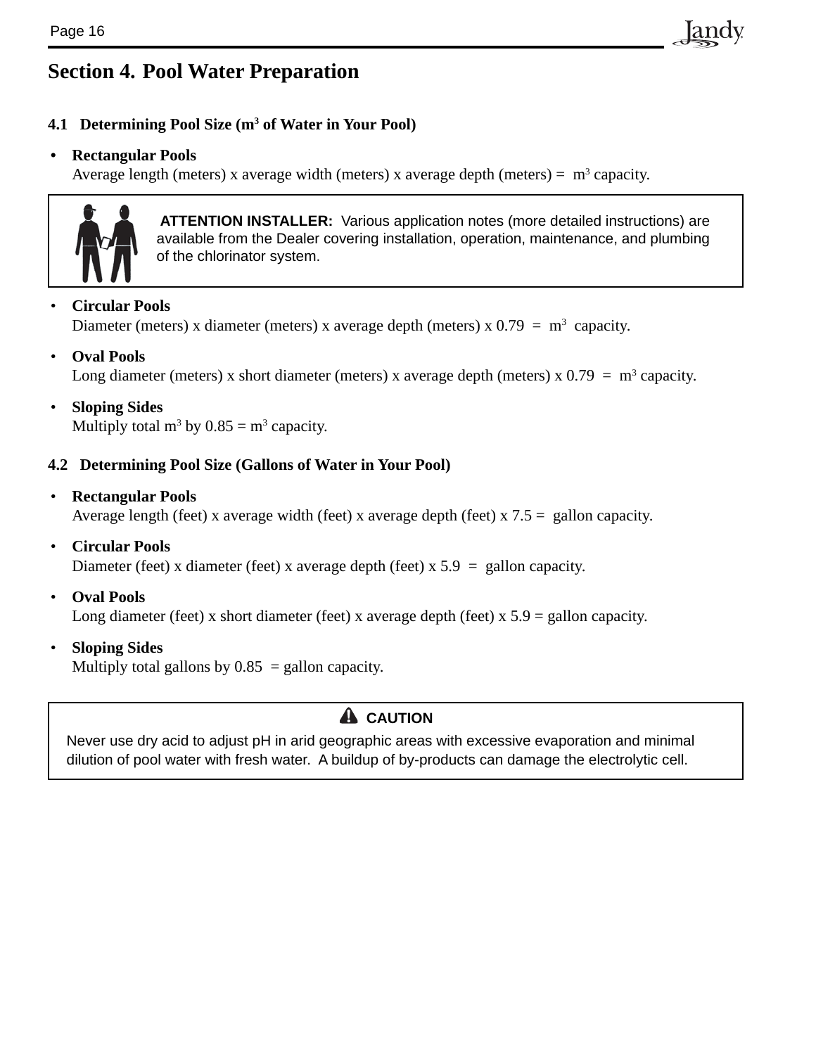# Section 4. Pool Water Preparation

## 4.1 Determining Pool Size ($m^3$ of Water in Your Pool)

- **Rectangular Pools**
  Average length (meters) x average width (meters) x average depth (meters) = $m^3$ capacity.

> **ATTENTION INSTALLER:** Various application notes (more detailed instructions) are available from the Dealer covering installation, operation, maintenance, and plumbing of the chlorinator system.

- **Circular Pools**
  Diameter (meters) x diameter (meters) x average depth (meters) x 0.79 = $m^3$ capacity.
- **Oval Pools**
  Long diameter (meters) x short diameter (meters) x average depth (meters) x 0.79 = $m^3$ capacity.
- **Sloping Sides**
  Multiply total $m^3$ by 0.85 = $m^3$ capacity.

## 4.2 Determining Pool Size (Gallons of Water in Your Pool)

- **Rectangular Pools**
  Average length (feet) x average width (feet) x average depth (feet) x 7.5 = gallon capacity.
- **Circular Pools**
  Diameter (feet) x diameter (feet) x average depth (feet) x 5.9 = gallon capacity.
- **Oval Pools**
  Long diameter (feet) x short diameter (feet) x average depth (feet) x 5.9 = gallon capacity.
- **Sloping Sides**
  Multiply total gallons by 0.85 = gallon capacity.

> **CAUTION**
>
> Never use dry acid to adjust pH in arid geographic areas with excessive evaporation and minimal dilution of pool water with fresh water. A buildup of by-products can damage the electrolytic cell.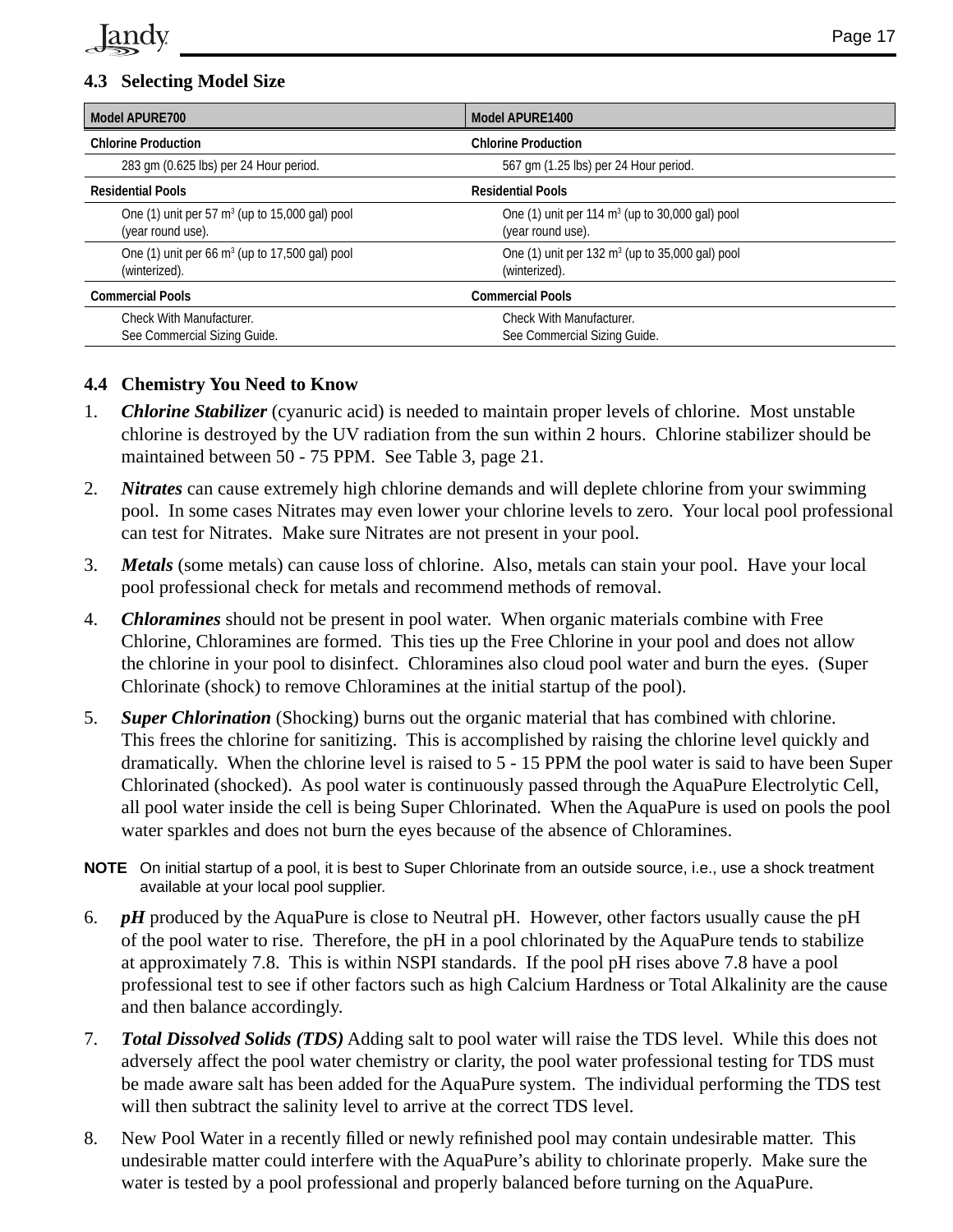## 4.3 Selecting Model Size

| Model APURE700 | Model APURE1400 |
|---|---|
| **Chlorine Production** | **Chlorine Production** |
| 283 gm (0.625 lbs) per 24 Hour period. | 567 gm (1.25 lbs) per 24 Hour period. |
| **Residential Pools** | **Residential Pools** |
| One (1) unit per 57 $m^3$ (up to 15,000 gal) pool (year round use). | One (1) unit per 114 $m^3$ (up to 30,000 gal) pool (year round use). |
| One (1) unit per 66 $m^3$ (up to 17,500 gal) pool (winterized). | One (1) unit per 132 $m^3$ (up to 35,000 gal) pool (winterized). |
| **Commercial Pools** | **Commercial Pools** |
| Check With Manufacturer. See Commercial Sizing Guide. | Check With Manufacturer. See Commercial Sizing Guide. |

## 4.4 Chemistry You Need to Know

1. ***Chlorine Stabilizer*** (cyanuric acid) is needed to maintain proper levels of chlorine. Most unstable chlorine is destroyed by the UV radiation from the sun within 2 hours. Chlorine stabilizer should be maintained between 50 - 75 PPM. See Table 3, page 21.

2. ***Nitrates*** can cause extremely high chlorine demands and will deplete chlorine from your swimming pool. In some cases Nitrates may even lower your chlorine levels to zero. Your local pool professional can test for Nitrates. Make sure Nitrates are not present in your pool.

3. ***Metals*** (some metals) can cause loss of chlorine. Also, metals can stain your pool. Have your local pool professional check for metals and recommend methods of removal.

4. ***Chloramines*** should not be present in pool water. When organic materials combine with Free Chlorine, Chloramines are formed. This ties up the Free Chlorine in your pool and does not allow the chlorine in your pool to disinfect. Chloramines also cloud pool water and burn the eyes. (Super Chlorinate (shock) to remove Chloramines at the initial startup of the pool).

5. ***Super Chlorination*** (Shocking) burns out the organic material that has combined with chlorine. This frees the chlorine for sanitizing. This is accomplished by raising the chlorine level quickly and dramatically. When the chlorine level is raised to 5 - 15 PPM the pool water is said to have been Super Chlorinated (shocked). As pool water is continuously passed through the AquaPure Electrolytic Cell, all pool water inside the cell is being Super Chlorinated. When the AquaPure is used on pools the pool water sparkles and does not burn the eyes because of the absence of Chloramines.

**NOTE** On initial startup of a pool, it is best to Super Chlorinate from an outside source, i.e., use a shock treatment available at your local pool supplier.

6. ***pH*** produced by the AquaPure is close to Neutral pH. However, other factors usually cause the pH of the pool water to rise. Therefore, the pH in a pool chlorinated by the AquaPure tends to stabilize at approximately 7.8. This is within NSPI standards. If the pool pH rises above 7.8 have a pool professional test to see if other factors such as high Calcium Hardness or Total Alkalinity are the cause and then balance accordingly.

7. ***Total Dissolved Solids (TDS)*** Adding salt to pool water will raise the TDS level. While this does not adversely affect the pool water chemistry or clarity, the pool water professional testing for TDS must be made aware salt has been added for the AquaPure system. The individual performing the TDS test will then subtract the salinity level to arrive at the correct TDS level.

8. New Pool Water in a recently filled or newly refinished pool may contain undesirable matter. This undesirable matter could interfere with the AquaPure's ability to chlorinate properly. Make sure the water is tested by a pool professional and properly balanced before turning on the AquaPure.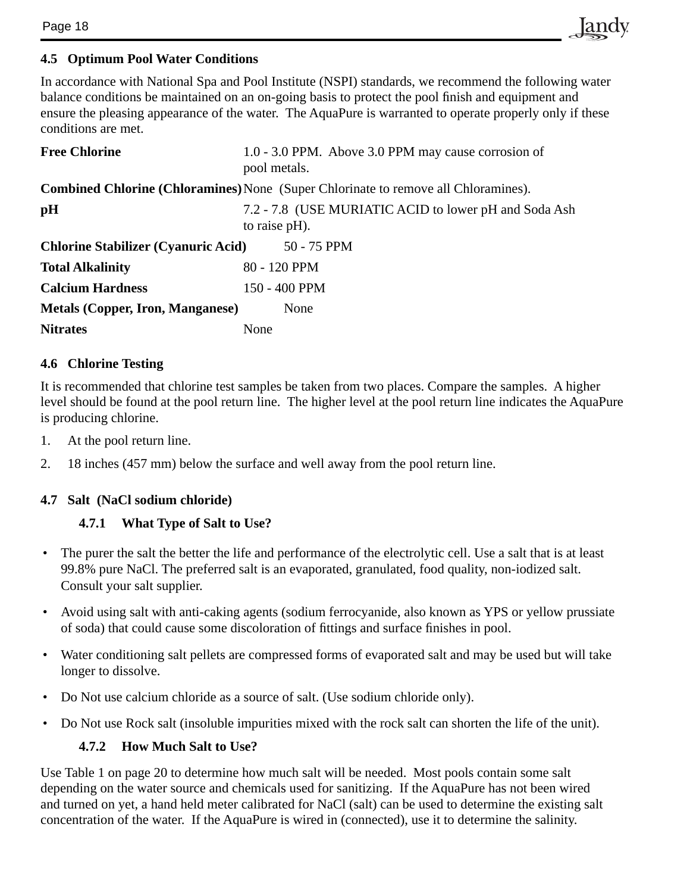## 4.5 Optimum Pool Water Conditions

In accordance with National Spa and Pool Institute (NSPI) standards, we recommend the following water balance conditions be maintained on an on-going basis to protect the pool finish and equipment and ensure the pleasing appearance of the water. The AquaPure is warranted to operate properly only if these conditions are met.

| | |
|---|---|
| **Free Chlorine** | 1.0 - 3.0 PPM. Above 3.0 PPM may cause corrosion of pool metals. |
| **Combined Chlorine (Chloramines)** | None (Super Chlorinate to remove all Chloramines). |
| **pH** | 7.2 - 7.8 (USE MURIATIC ACID to lower pH and Soda Ash to raise pH). |
| **Chlorine Stabilizer (Cyanuric Acid)** | 50 - 75 PPM |
| **Total Alkalinity** | 80 - 120 PPM |
| **Calcium Hardness** | 150 - 400 PPM |
| **Metals (Copper, Iron, Manganese)** | None |
| **Nitrates** | None |

## 4.6 Chlorine Testing

It is recommended that chlorine test samples be taken from two places. Compare the samples. A higher level should be found at the pool return line. The higher level at the pool return line indicates the AquaPure is producing chlorine.

1. At the pool return line.
2. 18 inches (457 mm) below the surface and well away from the pool return line.

## 4.7 Salt (NaCl sodium chloride)

### 4.7.1 What Type of Salt to Use?

- The purer the salt the better the life and performance of the electrolytic cell. Use a salt that is at least 99.8% pure NaCl. The preferred salt is an evaporated, granulated, food quality, non-iodized salt. Consult your salt supplier.
- Avoid using salt with anti-caking agents (sodium ferrocyanide, also known as YPS or yellow prussiate of soda) that could cause some discoloration of fittings and surface finishes in pool.
- Water conditioning salt pellets are compressed forms of evaporated salt and may be used but will take longer to dissolve.
- Do Not use calcium chloride as a source of salt. (Use sodium chloride only).
- Do Not use Rock salt (insoluble impurities mixed with the rock salt can shorten the life of the unit).

### 4.7.2 How Much Salt to Use?

Use Table 1 on page 20 to determine how much salt will be needed. Most pools contain some salt depending on the water source and chemicals used for sanitizing. If the AquaPure has not been wired and turned on yet, a hand held meter calibrated for NaCl (salt) can be used to determine the existing salt concentration of the water. If the AquaPure is wired in (connected), use it to determine the salinity.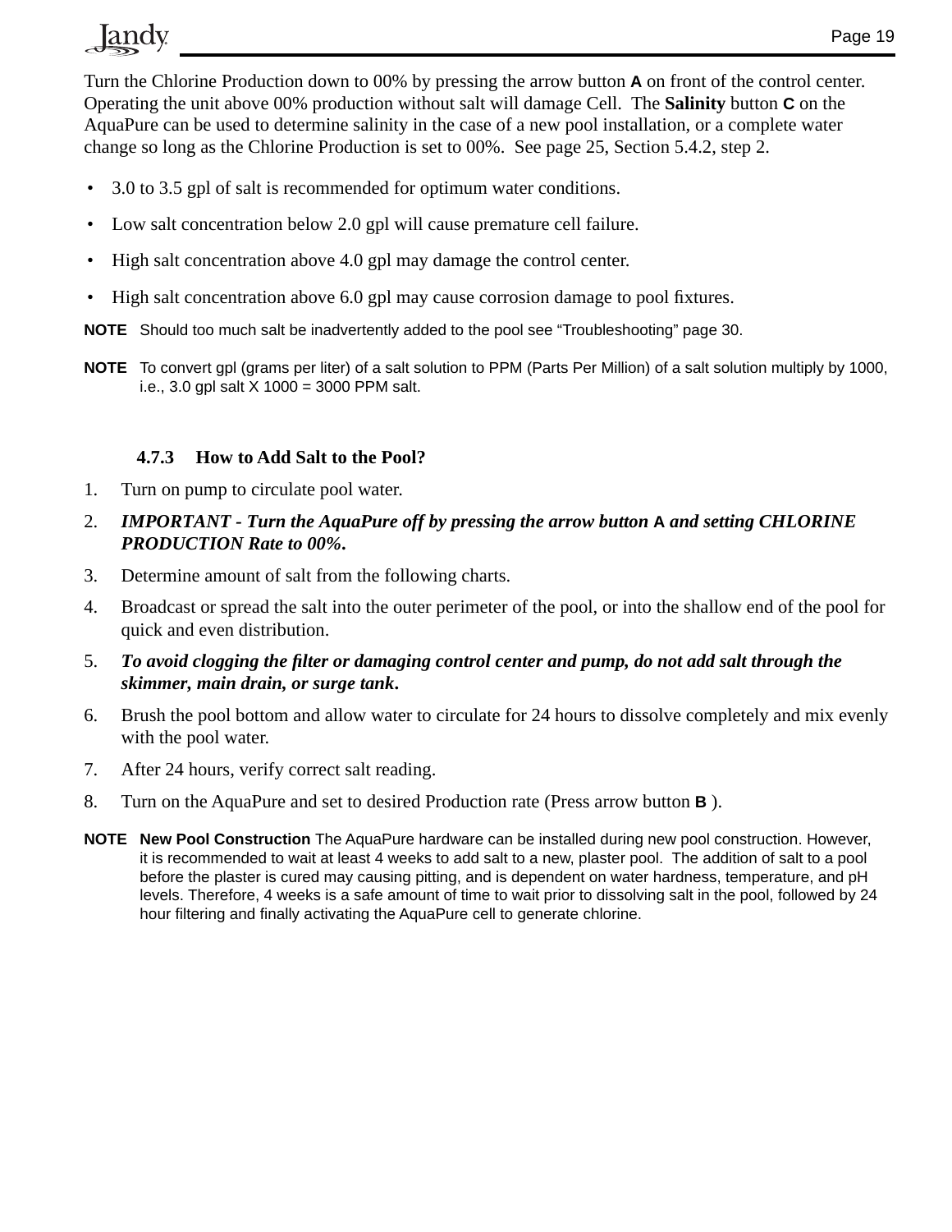Turn the Chlorine Production down to 00% by pressing the arrow button **A** on front of the control center. Operating the unit above 00% production without salt will damage Cell. The **Salinity** button **C** on the AquaPure can be used to determine salinity in the case of a new pool installation, or a complete water change so long as the Chlorine Production is set to 00%. See page 25, Section 5.4.2, step 2.

- 3.0 to 3.5 gpl of salt is recommended for optimum water conditions.
- Low salt concentration below 2.0 gpl will cause premature cell failure.
- High salt concentration above 4.0 gpl may damage the control center.
- High salt concentration above 6.0 gpl may cause corrosion damage to pool fixtures.

**NOTE** Should too much salt be inadvertently added to the pool see “Troubleshooting” page 30.

**NOTE** To convert gpl (grams per liter) of a salt solution to PPM (Parts Per Million) of a salt solution multiply by 1000, i.e., 3.0 gpl salt X 1000 = 3000 PPM salt.

### 4.7.3 How to Add Salt to the Pool?

1. Turn on pump to circulate pool water.
2. ***IMPORTANT - Turn the AquaPure off by pressing the arrow button A and setting CHLORINE PRODUCTION Rate to 00%.***
3. Determine amount of salt from the following charts.
4. Broadcast or spread the salt into the outer perimeter of the pool, or into the shallow end of the pool for quick and even distribution.
5. ***To avoid clogging the filter or damaging control center and pump, do not add salt through the skimmer, main drain, or surge tank.***
6. Brush the pool bottom and allow water to circulate for 24 hours to dissolve completely and mix evenly with the pool water.
7. After 24 hours, verify correct salt reading.
8. Turn on the AquaPure and set to desired Production rate (Press arrow button **B** ).

**NOTE** **New Pool Construction** The AquaPure hardware can be installed during new pool construction. However, it is recommended to wait at least 4 weeks to add salt to a new, plaster pool. The addition of salt to a pool before the plaster is cured may causing pitting, and is dependent on water hardness, temperature, and pH levels. Therefore, 4 weeks is a safe amount of time to wait prior to dissolving salt in the pool, followed by 24 hour filtering and finally activating the AquaPure cell to generate chlorine.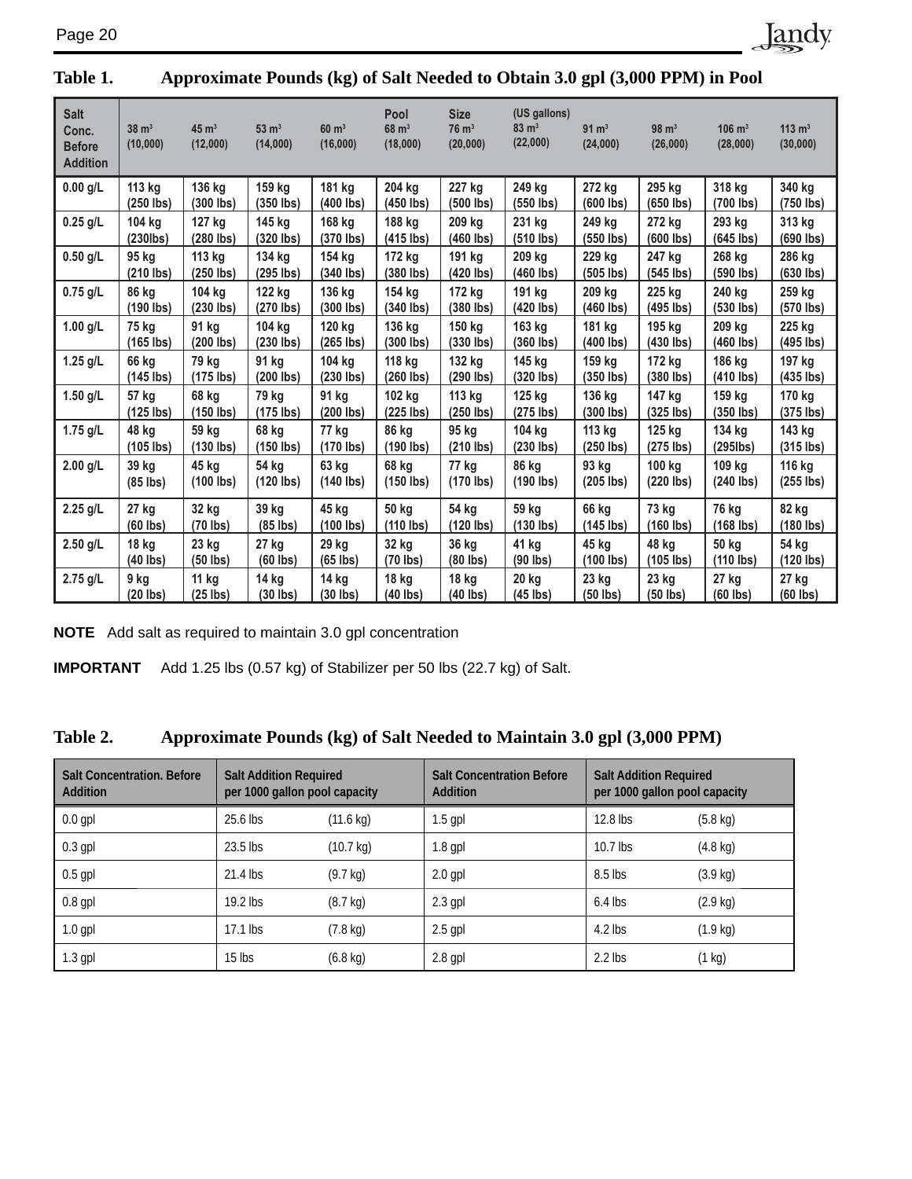## Table 1. Approximate Pounds (kg) of Salt Needed to Obtain 3.0 gpl (3,000 PPM) in Pool

| Salt Conc. Before Addition | Pool Size (US gallons) | | | | | | | | | | |
|---|---|---|---|---|---|---|---|---|---|---|---|
| | 38 m³ (10,000) | 45 m³ (12,000) | 53 m³ (14,000) | 60 m³ (16,000) | 68 m³ (18,000) | 76 m³ (20,000) | 83 m³ (22,000) | 91 m³ (24,000) | 98 m³ (26,000) | 106 m³ (28,000) | 113 m³ (30,000) |
| 0.00 g/L | 113 kg (250 lbs) | 136 kg (300 lbs) | 159 kg (350 lbs) | 181 kg (400 lbs) | 204 kg (450 lbs) | 227 kg (500 lbs) | 249 kg (550 lbs) | 272 kg (600 lbs) | 295 kg (650 lbs) | 318 kg (700 lbs) | 340 kg (750 lbs) |
| 0.25 g/L | 104 kg (230lbs) | 127 kg (280 lbs) | 145 kg (320 lbs) | 168 kg (370 lbs) | 188 kg (415 lbs) | 209 kg (460 lbs) | 231 kg (510 lbs) | 249 kg (550 lbs) | 272 kg (600 lbs) | 293 kg (645 lbs) | 313 kg (690 lbs) |
| 0.50 g/L | 95 kg (210 lbs) | 113 kg (250 lbs) | 134 kg (295 lbs) | 154 kg (340 lbs) | 172 kg (380 lbs) | 191 kg (420 lbs) | 209 kg (460 lbs) | 229 kg (505 lbs) | 247 kg (545 lbs) | 268 kg (590 lbs) | 286 kg (630 lbs) |
| 0.75 g/L | 86 kg (190 lbs) | 104 kg (230 lbs) | 122 kg (270 lbs) | 136 kg (300 lbs) | 154 kg (340 lbs) | 172 kg (380 lbs) | 191 kg (420 lbs) | 209 kg (460 lbs) | 225 kg (495 lbs) | 240 kg (530 lbs) | 259 kg (570 lbs) |
| 1.00 g/L | 75 kg (165 lbs) | 91 kg (200 lbs) | 104 kg (230 lbs) | 120 kg (265 lbs) | 136 kg (300 lbs) | 150 kg (330 lbs) | 163 kg (360 lbs) | 181 kg (400 lbs) | 195 kg (430 lbs) | 209 kg (460 lbs) | 225 kg (495 lbs) |
| 1.25 g/L | 66 kg (145 lbs) | 79 kg (175 lbs) | 91 kg (200 lbs) | 104 kg (230 lbs) | 118 kg (260 lbs) | 132 kg (290 lbs) | 145 kg (320 lbs) | 159 kg (350 lbs) | 172 kg (380 lbs) | 186 kg (410 lbs) | 197 kg (435 lbs) |
| 1.50 g/L | 57 kg (125 lbs) | 68 kg (150 lbs) | 79 kg (175 lbs) | 91 kg (200 lbs) | 102 kg (225 lbs) | 113 kg (250 lbs) | 125 kg (275 lbs) | 136 kg (300 lbs) | 147 kg (325 lbs) | 159 kg (350 lbs) | 170 kg (375 lbs) |
| 1.75 g/L | 48 kg (105 lbs) | 59 kg (130 lbs) | 68 kg (150 lbs) | 77 kg (170 lbs) | 86 kg (190 lbs) | 95 kg (210 lbs) | 104 kg (230 lbs) | 113 kg (250 lbs) | 125 kg (275 lbs) | 134 kg (295lbs) | 143 kg (315 lbs) |
| 2.00 g/L | 39 kg (85 lbs) | 45 kg (100 lbs) | 54 kg (120 lbs) | 63 kg (140 lbs) | 68 kg (150 lbs) | 77 kg (170 lbs) | 86 kg (190 lbs) | 93 kg (205 lbs) | 100 kg (220 lbs) | 109 kg (240 lbs) | 116 kg (255 lbs) |
| 2.25 g/L | 27 kg (60 lbs) | 32 kg (70 lbs) | 39 kg (85 lbs) | 45 kg (100 lbs) | 50 kg (110 lbs) | 54 kg (120 lbs) | 59 kg (130 lbs) | 66 kg (145 lbs) | 73 kg (160 lbs) | 76 kg (168 lbs) | 82 kg (180 lbs) |
| 2.50 g/L | 18 kg (40 lbs) | 23 kg (50 lbs) | 27 kg (60 lbs) | 29 kg (65 lbs) | 32 kg (70 lbs) | 36 kg (80 lbs) | 41 kg (90 lbs) | 45 kg (100 lbs) | 48 kg (105 lbs) | 50 kg (110 lbs) | 54 kg (120 lbs) |
| 2.75 g/L | 9 kg (20 lbs) | 11 kg (25 lbs) | 14 kg (30 lbs) | 14 kg (30 lbs) | 18 kg (40 lbs) | 18 kg (40 lbs) | 20 kg (45 lbs) | 23 kg (50 lbs) | 23 kg (50 lbs) | 27 kg (60 lbs) | 27 kg (60 lbs) |

**NOTE** Add salt as required to maintain 3.0 gpl concentration

**IMPORTANT** Add 1.25 lbs (0.57 kg) of Stabilizer per 50 lbs (22.7 kg) of Salt.

## Table 2. Approximate Pounds (kg) of Salt Needed to Maintain 3.0 gpl (3,000 PPM)

| Salt Concentration. Before Addition | Salt Addition Required per 1000 gallon pool capacity | | Salt Concentration Before Addition | Salt Addition Required per 1000 gallon pool capacity | |
|---|---|---|---|---|---|
| 0.0 gpl | 25.6 lbs | (11.6 kg) | 1.5 gpl | 12.8 lbs | (5.8 kg) |
| 0.3 gpl | 23.5 lbs | (10.7 kg) | 1.8 gpl | 10.7 lbs | (4.8 kg) |
| 0.5 gpl | 21.4 lbs | (9.7 kg) | 2.0 gpl | 8.5 lbs | (3.9 kg) |
| 0.8 gpl | 19.2 lbs | (8.7 kg) | 2.3 gpl | 6.4 lbs | (2.9 kg) |
| 1.0 gpl | 17.1 lbs | (7.8 kg) | 2.5 gpl | 4.2 lbs | (1.9 kg) |
| 1.3 gpl | 15 lbs | (6.8 kg) | 2.8 gpl | 2.2 lbs | (1 kg) |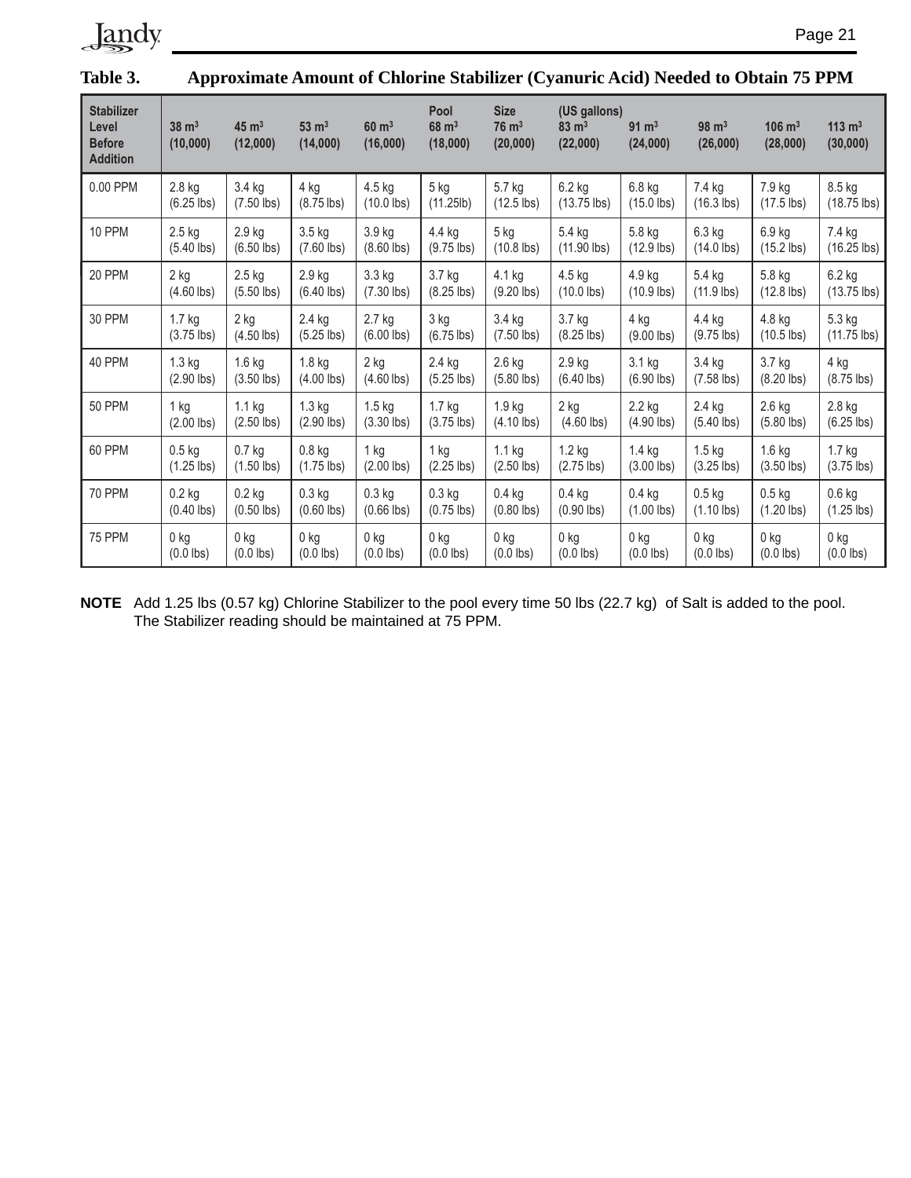**Table 3. Approximate Amount of Chlorine Stabilizer (Cyanuric Acid) Needed to Obtain 75 PPM**

| Stabilizer Level Before Addition | Pool 38 $m^3$ (10,000) | Size 45 $m^3$ (12,000) | (US gallons) 53 $m^3$ (14,000) | 60 $m^3$ (16,000) | 68 $m^3$ (18,000) | 76 $m^3$ (20,000) | 83 $m^3$ (22,000) | 91 $m^3$ (24,000) | 98 $m^3$ (26,000) | 106 $m^3$ (28,000) | 113 $m^3$ (30,000) |
|---|---|---|---|---|---|---|---|---|---|---|---|
| 0.00 PPM | 2.8 kg (6.25 lbs) | 3.4 kg (7.50 lbs) | 4 kg (8.75 lbs) | 4.5 kg (10.0 lbs) | 5 kg (11.25lb) | 5.7 kg (12.5 lbs) | 6.2 kg (13.75 lbs) | 6.8 kg (15.0 lbs) | 7.4 kg (16.3 lbs) | 7.9 kg (17.5 lbs) | 8.5 kg (18.75 lbs) |
| 10 PPM | 2.5 kg (5.40 lbs) | 2.9 kg (6.50 lbs) | 3.5 kg (7.60 lbs) | 3.9 kg (8.60 lbs) | 4.4 kg (9.75 lbs) | 5 kg (10.8 lbs) | 5.4 kg (11.90 lbs) | 5.8 kg (12.9 lbs) | 6.3 kg (14.0 lbs) | 6.9 kg (15.2 lbs) | 7.4 kg (16.25 lbs) |
| 20 PPM | 2 kg (4.60 lbs) | 2.5 kg (5.50 lbs) | 2.9 kg (6.40 lbs) | 3.3 kg (7.30 lbs) | 3.7 kg (8.25 lbs) | 4.1 kg (9.20 lbs) | 4.5 kg (10.0 lbs) | 4.9 kg (10.9 lbs) | 5.4 kg (11.9 lbs) | 5.8 kg (12.8 lbs) | 6.2 kg (13.75 lbs) |
| 30 PPM | 1.7 kg (3.75 lbs) | 2 kg (4.50 lbs) | 2.4 kg (5.25 lbs) | 2.7 kg (6.00 lbs) | 3 kg (6.75 lbs) | 3.4 kg (7.50 lbs) | 3.7 kg (8.25 lbs) | 4 kg (9.00 lbs) | 4.4 kg (9.75 lbs) | 4.8 kg (10.5 lbs) | 5.3 kg (11.75 lbs) |
| 40 PPM | 1.3 kg (2.90 lbs) | 1.6 kg (3.50 lbs) | 1.8 kg (4.00 lbs) | 2 kg (4.60 lbs) | 2.4 kg (5.25 lbs) | 2.6 kg (5.80 lbs) | 2.9 kg (6.40 lbs) | 3.1 kg (6.90 lbs) | 3.4 kg (7.58 lbs) | 3.7 kg (8.20 lbs) | 4 kg (8.75 lbs) |
| 50 PPM | 1 kg (2.00 lbs) | 1.1 kg (2.50 lbs) | 1.3 kg (2.90 lbs) | 1.5 kg (3.30 lbs) | 1.7 kg (3.75 lbs) | 1.9 kg (4.10 lbs) | 2 kg (4.60 lbs) | 2.2 kg (4.90 lbs) | 2.4 kg (5.40 lbs) | 2.6 kg (5.80 lbs) | 2.8 kg (6.25 lbs) |
| 60 PPM | 0.5 kg (1.25 lbs) | 0.7 kg (1.50 lbs) | 0.8 kg (1.75 lbs) | 1 kg (2.00 lbs) | 1 kg (2.25 lbs) | 1.1 kg (2.50 lbs) | 1.2 kg (2.75 lbs) | 1.4 kg (3.00 lbs) | 1.5 kg (3.25 lbs) | 1.6 kg (3.50 lbs) | 1.7 kg (3.75 lbs) |
| 70 PPM | 0.2 kg (0.40 lbs) | 0.2 kg (0.50 lbs) | 0.3 kg (0.60 lbs) | 0.3 kg (0.66 lbs) | 0.3 kg (0.75 lbs) | 0.4 kg (0.80 lbs) | 0.4 kg (0.90 lbs) | 0.4 kg (1.00 lbs) | 0.5 kg (1.10 lbs) | 0.5 kg (1.20 lbs) | 0.6 kg (1.25 lbs) |
| 75 PPM | 0 kg (0.0 lbs) | 0 kg (0.0 lbs) | 0 kg (0.0 lbs) | 0 kg (0.0 lbs) | 0 kg (0.0 lbs) | 0 kg (0.0 lbs) | 0 kg (0.0 lbs) | 0 kg (0.0 lbs) | 0 kg (0.0 lbs) | 0 kg (0.0 lbs) | 0 kg (0.0 lbs) |

**NOTE** Add 1.25 lbs (0.57 kg) Chlorine Stabilizer to the pool every time 50 lbs (22.7 kg) of Salt is added to the pool. The Stabilizer reading should be maintained at 75 PPM.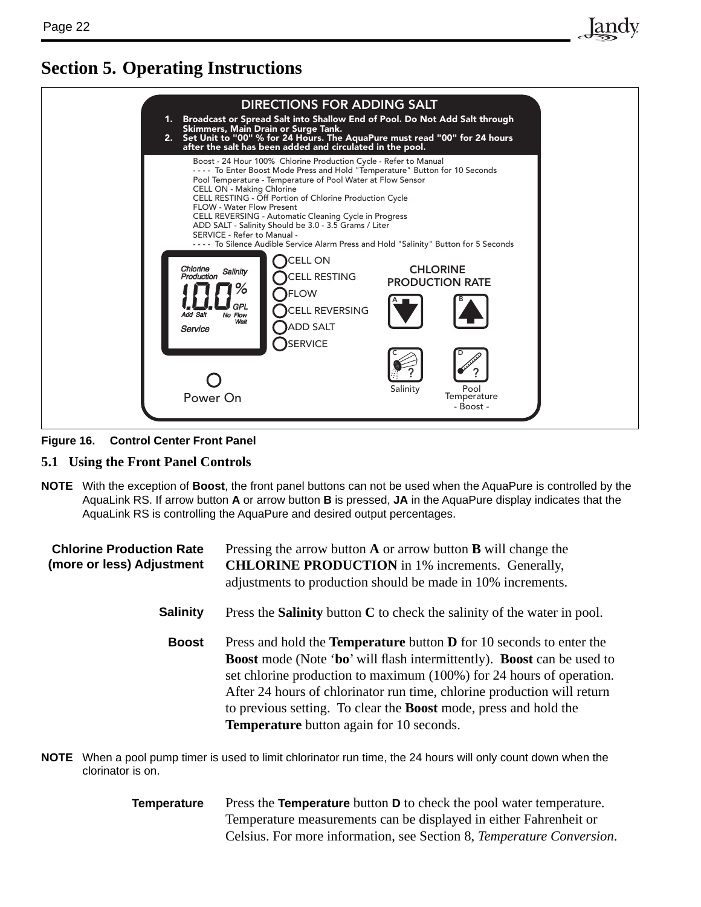# Section 5. Operating Instructions

DIRECTIONS FOR ADDING SALT

1. Broadcast or Spread Salt into Shallow End of Pool. Do Not Add Salt through Skimmers, Main Drain or Surge Tank.
2. Set Unit to "00" % for 24 Hours. The AquaPure must read "00" for 24 hours after the salt has been added and circulated in the pool.

Boost - 24 Hour 100% Chlorine Production Cycle - Refer to Manual
- - - - To Enter Boost Mode Press and Hold "Temperature" Button for 10 Seconds
Pool Temperature - Temperature of Pool Water at Flow Sensor
CELL ON - Making Chlorine
CELL RESTING - Off Portion of Chlorine Production Cycle
FLOW - Water Flow Present
CELL REVERSING - Automatic Cleaning Cycle in Progress
ADD SALT - Salinity Should be 3.0 - 3.5 Grams / Liter
SERVICE - Refer to Manual -
- - - - To Silence Audible Service Alarm Press and Hold "Salinity" Button for 5 Seconds

Chlorine Production
Salinity
10.0 %
GPL
Add Salt
No Flow
Wait
Service

CELL ON
CELL RESTING
FLOW
CELL REVERSING
ADD SALT
SERVICE

CHLORINE PRODUCTION RATE
A
B
C
D
Salinity
Pool Temperature - Boost -

Power On

**Figure 16. Control Center Front Panel**

## 5.1 Using the Front Panel Controls

**NOTE** With the exception of **Boost**, the front panel buttons can not be used when the AquaPure is controlled by the AquaLink RS. If arrow button **A** or arrow button **B** is pressed, **JA** in the AquaPure display indicates that the AquaLink RS is controlling the AquaPure and desired output percentages.

**Chlorine Production Rate (more or less) Adjustment** Pressing the arrow button **A** or arrow button **B** will change the **CHLORINE PRODUCTION** in 1% increments. Generally, adjustments to production should be made in 10% increments.

**Salinity** Press the **Salinity** button **C** to check the salinity of the water in pool.

**Boost** Press and hold the **Temperature** button **D** for 10 seconds to enter the **Boost** mode (Note '**bo**' will flash intermittently). **Boost** can be used to set chlorine production to maximum (100%) for 24 hours of operation. After 24 hours of chlorinator run time, chlorine production will return to previous setting. To clear the **Boost** mode, press and hold the **Temperature** button again for 10 seconds.

**NOTE** When a pool pump timer is used to limit chlorinator run time, the 24 hours will only count down when the clorinator is on.

**Temperature** Press the **Temperature** button **D** to check the pool water temperature. Temperature measurements can be displayed in either Fahrenheit or Celsius. For more information, see Section 8, *Temperature Conversion*.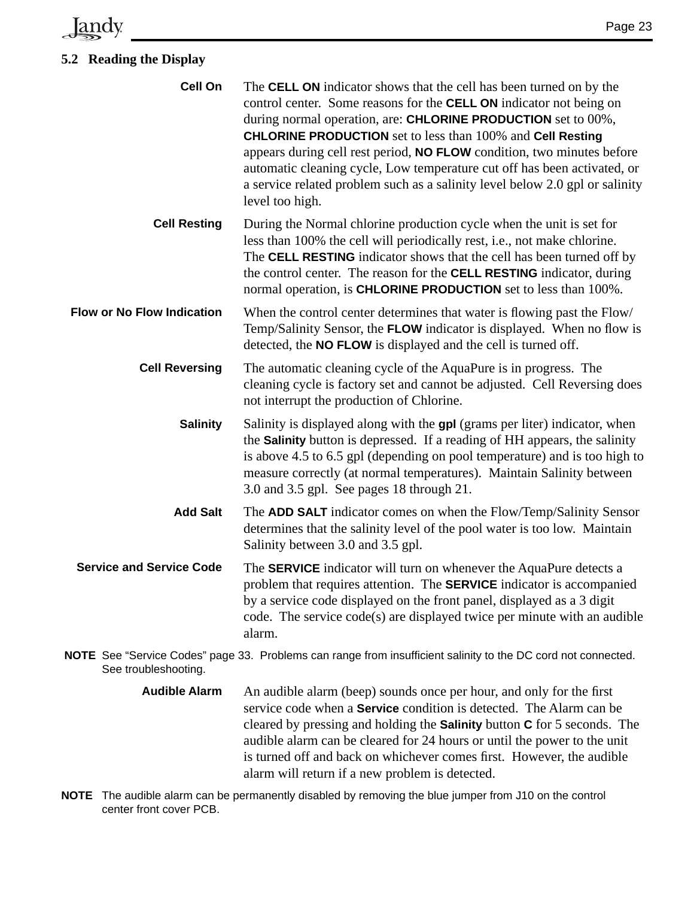## 5.2 Reading the Display

**Cell On** The **CELL ON** indicator shows that the cell has been turned on by the control center. Some reasons for the **CELL ON** indicator not being on during normal operation, are: **CHLORINE PRODUCTION** set to 00%, **CHLORINE PRODUCTION** set to less than 100% and **Cell Resting** appears during cell rest period, **NO FLOW** condition, two minutes before automatic cleaning cycle, Low temperature cut off has been activated, or a service related problem such as a salinity level below 2.0 gpl or salinity level too high.

**Cell Resting** During the Normal chlorine production cycle when the unit is set for less than 100% the cell will periodically rest, i.e., not make chlorine. The **CELL RESTING** indicator shows that the cell has been turned off by the control center. The reason for the **CELL RESTING** indicator, during normal operation, is **CHLORINE PRODUCTION** set to less than 100%.

**Flow or No Flow Indication** When the control center determines that water is flowing past the Flow/Temp/Salinity Sensor, the **FLOW** indicator is displayed. When no flow is detected, the **NO FLOW** is displayed and the cell is turned off.

**Cell Reversing** The automatic cleaning cycle of the AquaPure is in progress. The cleaning cycle is factory set and cannot be adjusted. Cell Reversing does not interrupt the production of Chlorine.

**Salinity** Salinity is displayed along with the **gpl** (grams per liter) indicator, when the **Salinity** button is depressed. If a reading of HH appears, the salinity is above 4.5 to 6.5 gpl (depending on pool temperature) and is too high to measure correctly (at normal temperatures). Maintain Salinity between 3.0 and 3.5 gpl. See pages 18 through 21.

**Add Salt** The **ADD SALT** indicator comes on when the Flow/Temp/Salinity Sensor determines that the salinity level of the pool water is too low. Maintain Salinity between 3.0 and 3.5 gpl.

**Service and Service Code** The **SERVICE** indicator will turn on whenever the AquaPure detects a problem that requires attention. The **SERVICE** indicator is accompanied by a service code displayed on the front panel, displayed as a 3 digit code. The service code(s) are displayed twice per minute with an audible alarm.

**NOTE** See "Service Codes" page 33. Problems can range from insufficient salinity to the DC cord not connected. See troubleshooting.

**Audible Alarm** An audible alarm (beep) sounds once per hour, and only for the first service code when a **Service** condition is detected. The Alarm can be cleared by pressing and holding the **Salinity** button **C** for 5 seconds. The audible alarm can be cleared for 24 hours or until the power to the unit is turned off and back on whichever comes first. However, the audible alarm will return if a new problem is detected.

**NOTE** The audible alarm can be permanently disabled by removing the blue jumper from J10 on the control center front cover PCB.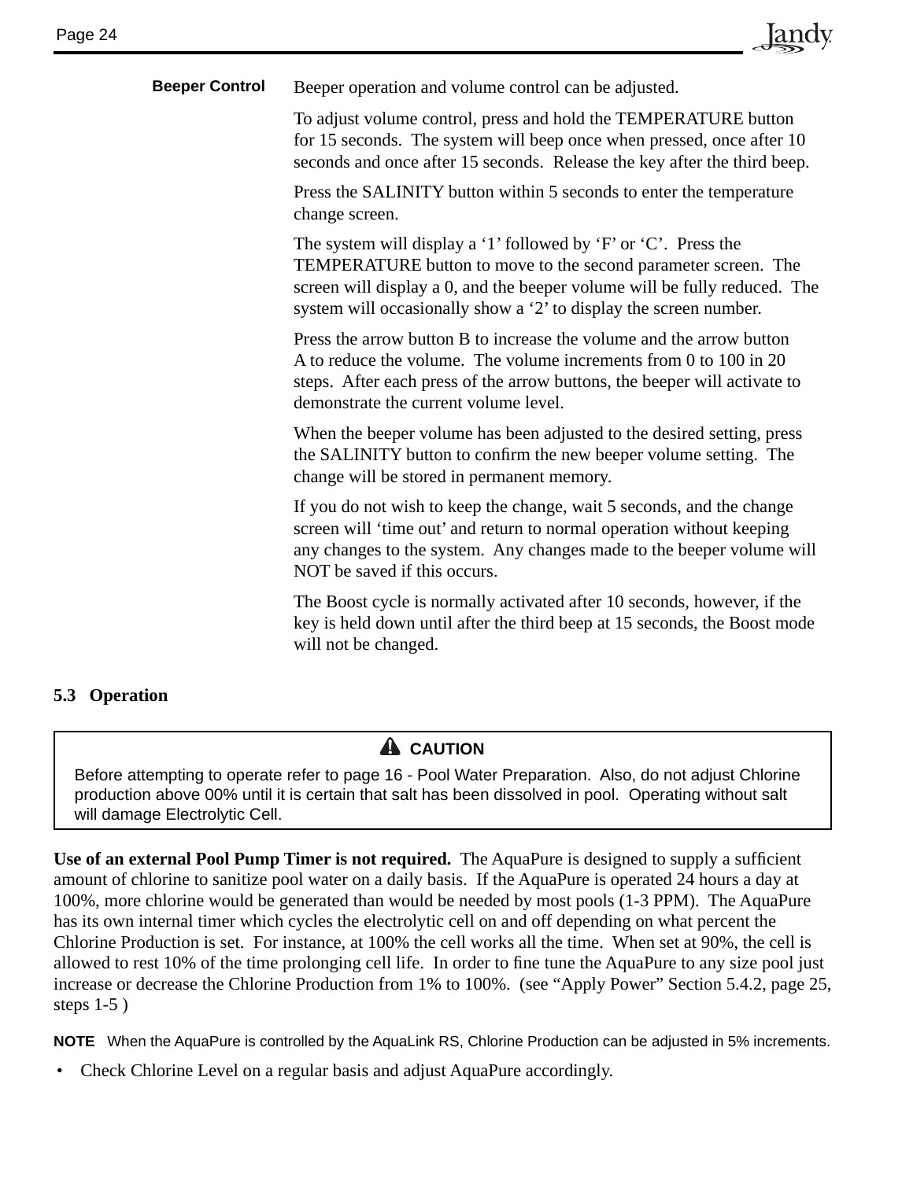**Beeper Control** Beeper operation and volume control can be adjusted.

To adjust volume control, press and hold the TEMPERATURE button for 15 seconds. The system will beep once when pressed, once after 10 seconds and once after 15 seconds. Release the key after the third beep.

Press the SALINITY button within 5 seconds to enter the temperature change screen.

The system will display a '1' followed by 'F' or 'C'. Press the TEMPERATURE button to move to the second parameter screen. The screen will display a 0, and the beeper volume will be fully reduced. The system will occasionally show a '2' to display the screen number.

Press the arrow button B to increase the volume and the arrow button A to reduce the volume. The volume increments from 0 to 100 in 20 steps. After each press of the arrow buttons, the beeper will activate to demonstrate the current volume level.

When the beeper volume has been adjusted to the desired setting, press the SALINITY button to confirm the new beeper volume setting. The change will be stored in permanent memory.

If you do not wish to keep the change, wait 5 seconds, and the change screen will 'time out' and return to normal operation without keeping any changes to the system. Any changes made to the beeper volume will NOT be saved if this occurs.

The Boost cycle is normally activated after 10 seconds, however, if the key is held down until after the third beep at 15 seconds, the Boost mode will not be changed.

## 5.3 Operation

> **⚠ CAUTION**
>
> Before attempting to operate refer to page 16 - Pool Water Preparation. Also, do not adjust Chlorine production above 00% until it is certain that salt has been dissolved in pool. Operating without salt will damage Electrolytic Cell.

**Use of an external Pool Pump Timer is not required.** The AquaPure is designed to supply a sufficient amount of chlorine to sanitize pool water on a daily basis. If the AquaPure is operated 24 hours a day at 100%, more chlorine would be generated than would be needed by most pools (1-3 PPM). The AquaPure has its own internal timer which cycles the electrolytic cell on and off depending on what percent the Chlorine Production is set. For instance, at 100% the cell works all the time. When set at 90%, the cell is allowed to rest 10% of the time prolonging cell life. In order to fine tune the AquaPure to any size pool just increase or decrease the Chlorine Production from 1% to 100%. (see "Apply Power" Section 5.4.2, page 25, steps 1-5 )

**NOTE** When the AquaPure is controlled by the AquaLink RS, Chlorine Production can be adjusted in 5% increments.

- Check Chlorine Level on a regular basis and adjust AquaPure accordingly.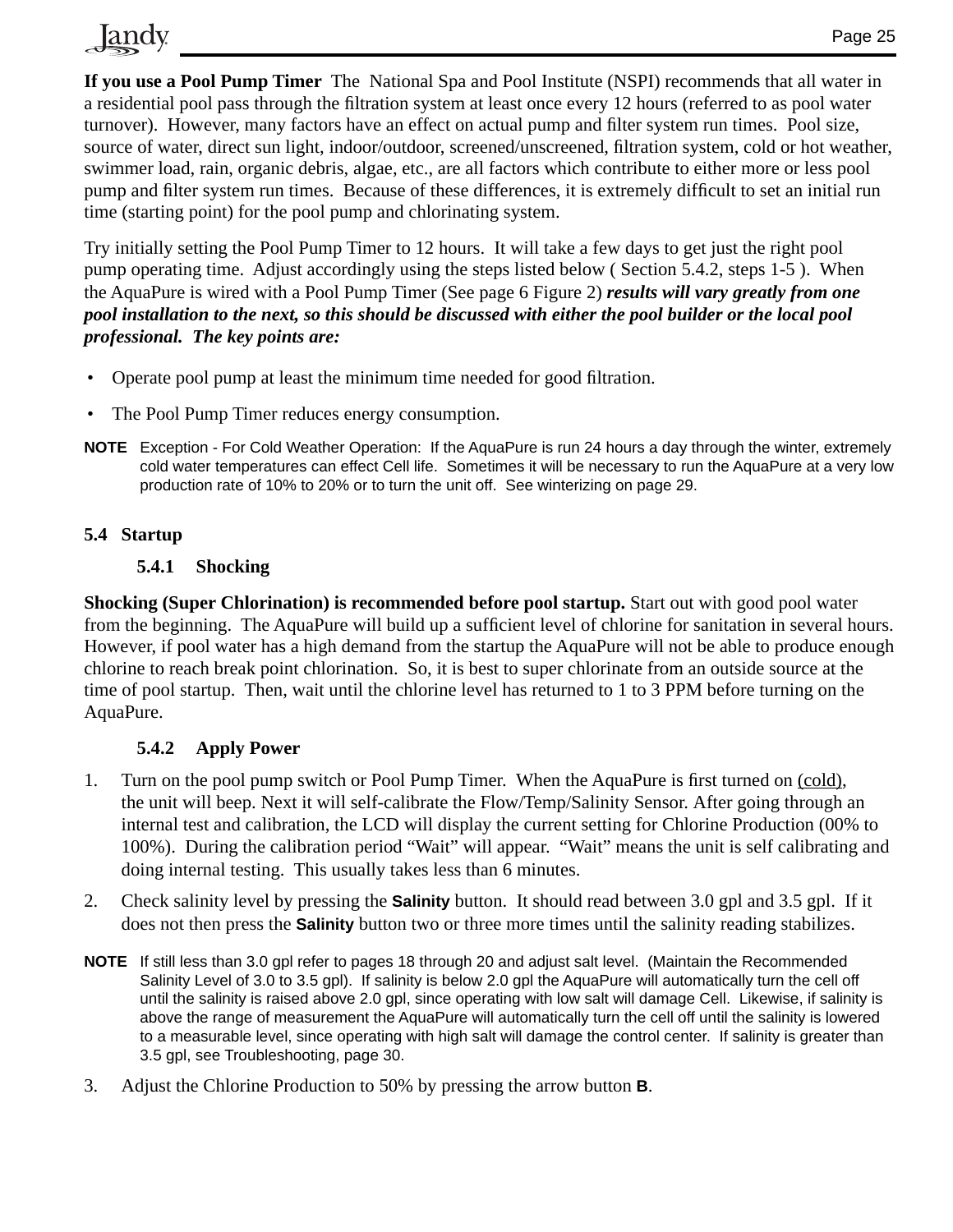**If you use a Pool Pump Timer** The National Spa and Pool Institute (NSPI) recommends that all water in a residential pool pass through the filtration system at least once every 12 hours (referred to as pool water turnover). However, many factors have an effect on actual pump and filter system run times. Pool size, source of water, direct sun light, indoor/outdoor, screened/unscreened, filtration system, cold or hot weather, swimmer load, rain, organic debris, algae, etc., are all factors which contribute to either more or less pool pump and filter system run times. Because of these differences, it is extremely difficult to set an initial run time (starting point) for the pool pump and chlorinating system.

Try initially setting the Pool Pump Timer to 12 hours. It will take a few days to get just the right pool pump operating time. Adjust accordingly using the steps listed below ( Section 5.4.2, steps 1-5 ). When the AquaPure is wired with a Pool Pump Timer (See page 6 Figure 2) ***results will vary greatly from one pool installation to the next, so this should be discussed with either the pool builder or the local pool professional. The key points are:***

- Operate pool pump at least the minimum time needed for good filtration.
- The Pool Pump Timer reduces energy consumption.

**NOTE** Exception - For Cold Weather Operation: If the AquaPure is run 24 hours a day through the winter, extremely cold water temperatures can effect Cell life. Sometimes it will be necessary to run the AquaPure at a very low production rate of 10% to 20% or to turn the unit off. See winterizing on page 29.

## 5.4 Startup

### 5.4.1 Shocking

**Shocking (Super Chlorination) is recommended before pool startup.** Start out with good pool water from the beginning. The AquaPure will build up a sufficient level of chlorine for sanitation in several hours. However, if pool water has a high demand from the startup the AquaPure will not be able to produce enough chlorine to reach break point chlorination. So, it is best to super chlorinate from an outside source at the time of pool startup. Then, wait until the chlorine level has returned to 1 to 3 PPM before turning on the AquaPure.

### 5.4.2 Apply Power

1. Turn on the pool pump switch or Pool Pump Timer. When the AquaPure is first turned on <u>(cold)</u>, the unit will beep. Next it will self-calibrate the Flow/Temp/Salinity Sensor. After going through an internal test and calibration, the LCD will display the current setting for Chlorine Production (00% to 100%). During the calibration period “Wait” will appear. “Wait” means the unit is self calibrating and doing internal testing. This usually takes less than 6 minutes.
2. Check salinity level by pressing the **Salinity** button. It should read between 3.0 gpl and 3.5 gpl. If it does not then press the **Salinity** button two or three more times until the salinity reading stabilizes.

**NOTE** If still less than 3.0 gpl refer to pages 18 through 20 and adjust salt level. (Maintain the Recommended Salinity Level of 3.0 to 3.5 gpl). If salinity is below 2.0 gpl the AquaPure will automatically turn the cell off until the salinity is raised above 2.0 gpl, since operating with low salt will damage Cell. Likewise, if salinity is above the range of measurement the AquaPure will automatically turn the cell off until the salinity is lowered to a measurable level, since operating with high salt will damage the control center. If salinity is greater than 3.5 gpl, see Troubleshooting, page 30.

3. Adjust the Chlorine Production to 50% by pressing the arrow button **B**.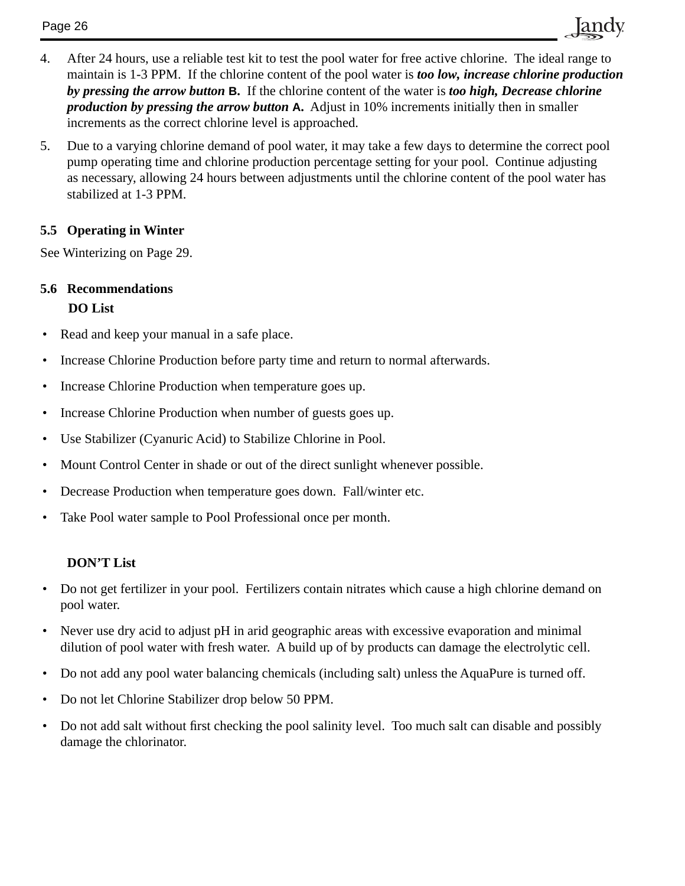4. After 24 hours, use a reliable test kit to test the pool water for free active chlorine. The ideal range to maintain is 1-3 PPM. If the chlorine content of the pool water is ***too low, increase chlorine production by pressing the arrow button*** **B.** If the chlorine content of the water is ***too high, Decrease chlorine production by pressing the arrow button*** **A.** Adjust in 10% increments initially then in smaller increments as the correct chlorine level is approached.
5. Due to a varying chlorine demand of pool water, it may take a few days to determine the correct pool pump operating time and chlorine production percentage setting for your pool. Continue adjusting as necessary, allowing 24 hours between adjustments until the chlorine content of the pool water has stabilized at 1-3 PPM.

## 5.5 Operating in Winter

See Winterizing on Page 29.

## 5.6 Recommendations

### DO List

- Read and keep your manual in a safe place.
- Increase Chlorine Production before party time and return to normal afterwards.
- Increase Chlorine Production when temperature goes up.
- Increase Chlorine Production when number of guests goes up.
- Use Stabilizer (Cyanuric Acid) to Stabilize Chlorine in Pool.
- Mount Control Center in shade or out of the direct sunlight whenever possible.
- Decrease Production when temperature goes down. Fall/winter etc.
- Take Pool water sample to Pool Professional once per month.

### DON'T List

- Do not get fertilizer in your pool. Fertilizers contain nitrates which cause a high chlorine demand on pool water.
- Never use dry acid to adjust pH in arid geographic areas with excessive evaporation and minimal dilution of pool water with fresh water. A build up of by products can damage the electrolytic cell.
- Do not add any pool water balancing chemicals (including salt) unless the AquaPure is turned off.
- Do not let Chlorine Stabilizer drop below 50 PPM.
- Do not add salt without first checking the pool salinity level. Too much salt can disable and possibly damage the chlorinator.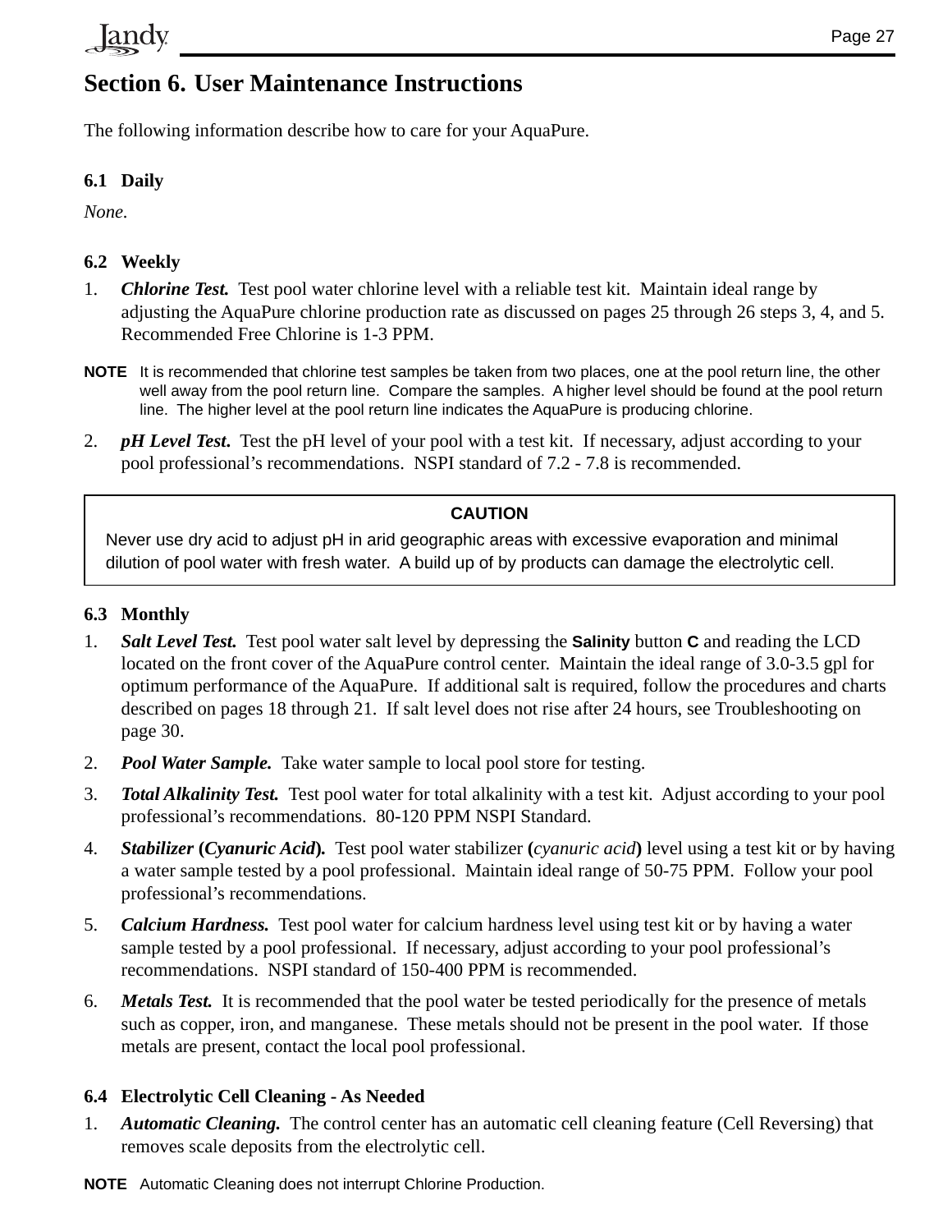# Section 6. User Maintenance Instructions

The following information describe how to care for your AquaPure.

## 6.1 Daily

*None.*

## 6.2 Weekly

1. ***Chlorine Test.*** Test pool water chlorine level with a reliable test kit. Maintain ideal range by adjusting the AquaPure chlorine production rate as discussed on pages 25 through 26 steps 3, 4, and 5. Recommended Free Chlorine is 1-3 PPM.

**NOTE** It is recommended that chlorine test samples be taken from two places, one at the pool return line, the other well away from the pool return line. Compare the samples. A higher level should be found at the pool return line. The higher level at the pool return line indicates the AquaPure is producing chlorine.

2. ***pH Level Test.*** Test the pH level of your pool with a test kit. If necessary, adjust according to your pool professional's recommendations. NSPI standard of 7.2 - 7.8 is recommended.

> **CAUTION**
>
> Never use dry acid to adjust pH in arid geographic areas with excessive evaporation and minimal dilution of pool water with fresh water. A build up of by products can damage the electrolytic cell.

## 6.3 Monthly

1. ***Salt Level Test.*** Test pool water salt level by depressing the **Salinity** button **C** and reading the LCD located on the front cover of the AquaPure control center. Maintain the ideal range of 3.0-3.5 gpl for optimum performance of the AquaPure. If additional salt is required, follow the procedures and charts described on pages 18 through 21. If salt level does not rise after 24 hours, see Troubleshooting on page 30.
2. ***Pool Water Sample.*** Take water sample to local pool store for testing.
3. ***Total Alkalinity Test.*** Test pool water for total alkalinity with a test kit. Adjust according to your pool professional's recommendations. 80-120 PPM NSPI Standard.
4. ***Stabilizer (Cyanuric Acid).*** Test pool water stabilizer (*cyanuric acid*) level using a test kit or by having a water sample tested by a pool professional. Maintain ideal range of 50-75 PPM. Follow your pool professional's recommendations.
5. ***Calcium Hardness.*** Test pool water for calcium hardness level using test kit or by having a water sample tested by a pool professional. If necessary, adjust according to your pool professional's recommendations. NSPI standard of 150-400 PPM is recommended.
6. ***Metals Test.*** It is recommended that the pool water be tested periodically for the presence of metals such as copper, iron, and manganese. These metals should not be present in the pool water. If those metals are present, contact the local pool professional.

## 6.4 Electrolytic Cell Cleaning - As Needed

1. ***Automatic Cleaning.*** The control center has an automatic cell cleaning feature (Cell Reversing) that removes scale deposits from the electrolytic cell.

**NOTE** Automatic Cleaning does not interrupt Chlorine Production.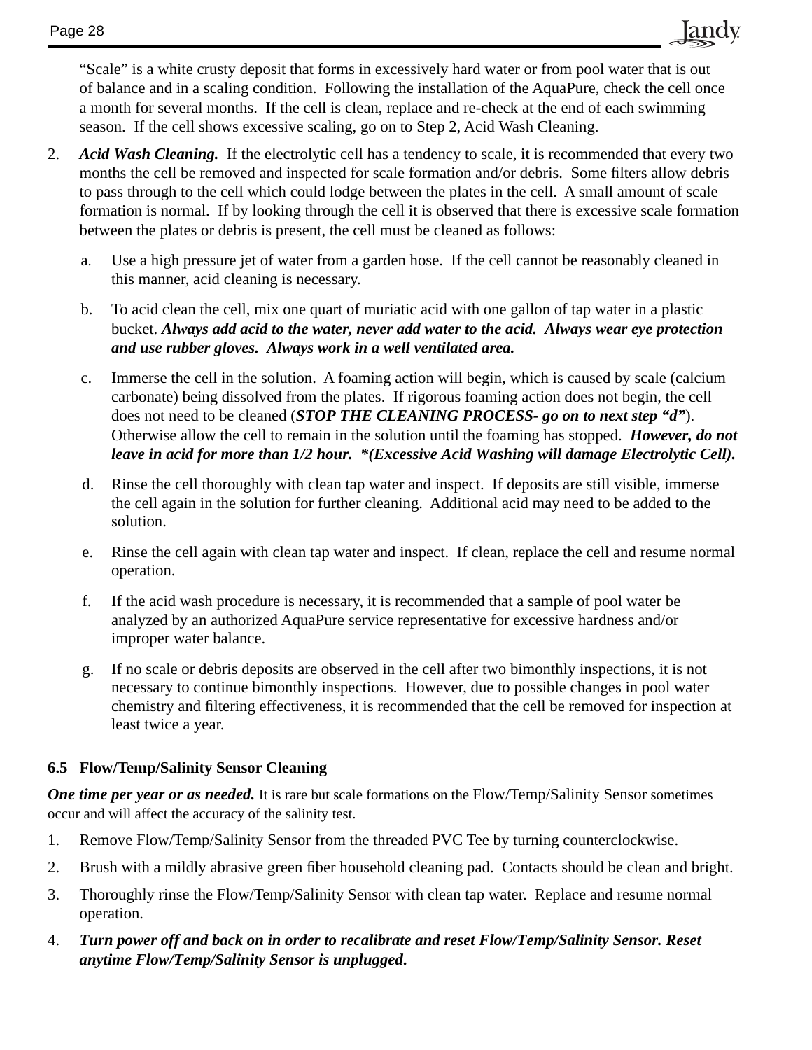“Scale” is a white crusty deposit that forms in excessively hard water or from pool water that is out of balance and in a scaling condition. Following the installation of the AquaPure, check the cell once a month for several months. If the cell is clean, replace and re-check at the end of each swimming season. If the cell shows excessive scaling, go on to Step 2, Acid Wash Cleaning.

2. ***Acid Wash Cleaning.*** If the electrolytic cell has a tendency to scale, it is recommended that every two months the cell be removed and inspected for scale formation and/or debris. Some filters allow debris to pass through to the cell which could lodge between the plates in the cell. A small amount of scale formation is normal. If by looking through the cell it is observed that there is excessive scale formation between the plates or debris is present, the cell must be cleaned as follows:

   a. Use a high pressure jet of water from a garden hose. If the cell cannot be reasonably cleaned in this manner, acid cleaning is necessary.

   b. To acid clean the cell, mix one quart of muriatic acid with one gallon of tap water in a plastic bucket. ***Always add acid to the water, never add water to the acid. Always wear eye protection and use rubber gloves. Always work in a well ventilated area.***

   c. Immerse the cell in the solution. A foaming action will begin, which is caused by scale (calcium carbonate) being dissolved from the plates. If rigorous foaming action does not begin, the cell does not need to be cleaned (***STOP THE CLEANING PROCESS- go on to next step “d”***). Otherwise allow the cell to remain in the solution until the foaming has stopped. ***However, do not leave in acid for more than 1/2 hour. *(Excessive Acid Washing will damage Electrolytic Cell).***

   d. Rinse the cell thoroughly with clean tap water and inspect. If deposits are still visible, immerse the cell again in the solution for further cleaning. Additional acid <u>may</u> need to be added to the solution.

   e. Rinse the cell again with clean tap water and inspect. If clean, replace the cell and resume normal operation.

   f. If the acid wash procedure is necessary, it is recommended that a sample of pool water be analyzed by an authorized AquaPure service representative for excessive hardness and/or improper water balance.

   g. If no scale or debris deposits are observed in the cell after two bimonthly inspections, it is not necessary to continue bimonthly inspections. However, due to possible changes in pool water chemistry and filtering effectiveness, it is recommended that the cell be removed for inspection at least twice a year.

### 6.5 Flow/Temp/Salinity Sensor Cleaning

***One time per year or as needed.*** It is rare but scale formations on the Flow/Temp/Salinity Sensor sometimes occur and will affect the accuracy of the salinity test.

1. Remove Flow/Temp/Salinity Sensor from the threaded PVC Tee by turning counterclockwise.
2. Brush with a mildly abrasive green fiber household cleaning pad. Contacts should be clean and bright.
3. Thoroughly rinse the Flow/Temp/Salinity Sensor with clean tap water. Replace and resume normal operation.
4. ***Turn power off and back on in order to recalibrate and reset Flow/Temp/Salinity Sensor. Reset anytime Flow/Temp/Salinity Sensor is unplugged.***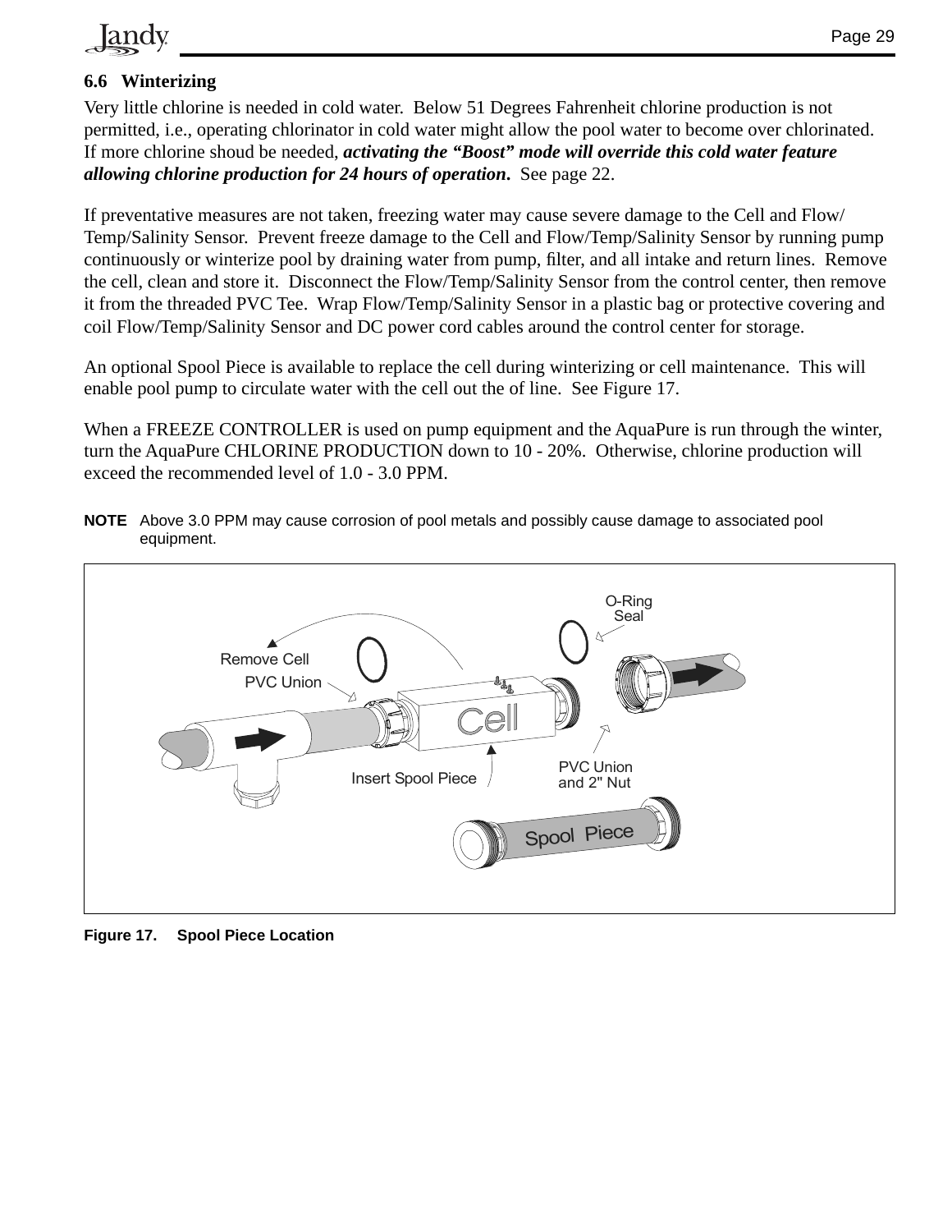## 6.6 Winterizing

Very little chlorine is needed in cold water. Below 51 Degrees Fahrenheit chlorine production is not permitted, i.e., operating chlorinator in cold water might allow the pool water to become over chlorinated. If more chlorine shoud be needed, ***activating the "Boost" mode will override this cold water feature allowing chlorine production for 24 hours of operation.*** See page 22.

If preventative measures are not taken, freezing water may cause severe damage to the Cell and Flow/Temp/Salinity Sensor. Prevent freeze damage to the Cell and Flow/Temp/Salinity Sensor by running pump continuously or winterize pool by draining water from pump, filter, and all intake and return lines. Remove the cell, clean and store it. Disconnect the Flow/Temp/Salinity Sensor from the control center, then remove it from the threaded PVC Tee. Wrap Flow/Temp/Salinity Sensor in a plastic bag or protective covering and coil Flow/Temp/Salinity Sensor and DC power cord cables around the control center for storage.

An optional Spool Piece is available to replace the cell during winterizing or cell maintenance. This will enable pool pump to circulate water with the cell out the of line. See Figure 17.

When a FREEZE CONTROLLER is used on pump equipment and the AquaPure is run through the winter, turn the AquaPure CHLORINE PRODUCTION down to 10 - 20%. Otherwise, chlorine production will exceed the recommended level of 1.0 - 3.0 PPM.

**NOTE** Above 3.0 PPM may cause corrosion of pool metals and possibly cause damage to associated pool equipment.

O-Ring Seal

Remove Cell

PVC Union

Cell

Insert Spool Piece

PVC Union and 2" Nut

Spool Piece

**Figure 17. Spool Piece Location**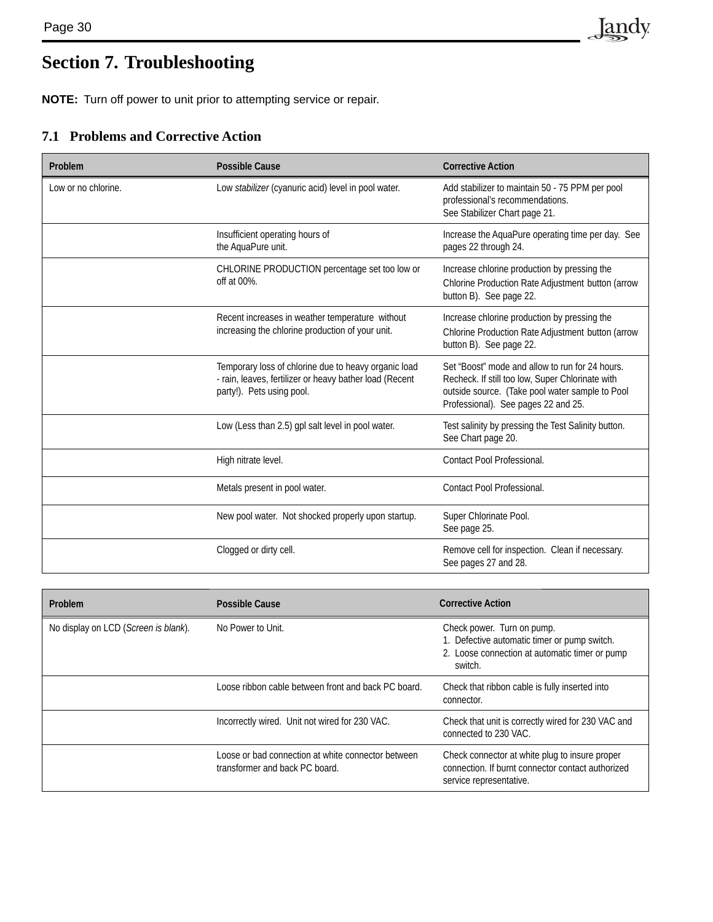# Section 7. Troubleshooting

**NOTE:** Turn off power to unit prior to attempting service or repair.

## 7.1 Problems and Corrective Action

| Problem | Possible Cause | Corrective Action |
|---|---|---|
| Low or no chlorine. | Low *stabilizer* (cyanuric acid) level in pool water. | Add stabilizer to maintain 50 - 75 PPM per pool professional's recommendations. See Stabilizer Chart page 21. |
| | Insufficient operating hours of the AquaPure unit. | Increase the AquaPure operating time per day. See pages 22 through 24. |
| | CHLORINE PRODUCTION percentage set too low or off at 00%. | Increase chlorine production by pressing the Chlorine Production Rate Adjustment button (arrow button B). See page 22. |
| | Recent increases in weather temperature without increasing the chlorine production of your unit. | Increase chlorine production by pressing the Chlorine Production Rate Adjustment button (arrow button B). See page 22. |
| | Temporary loss of chlorine due to heavy organic load - rain, leaves, fertilizer or heavy bather load (Recent party!). Pets using pool. | Set "Boost" mode and allow to run for 24 hours. Recheck. If still too low, Super Chlorinate with outside source. (Take pool water sample to Pool Professional). See pages 22 and 25. |
| | Low (Less than 2.5) gpl salt level in pool water. | Test salinity by pressing the Test Salinity button. See Chart page 20. |
| | High nitrate level. | Contact Pool Professional. |
| | Metals present in pool water. | Contact Pool Professional. |
| | New pool water. Not shocked properly upon startup. | Super Chlorinate Pool. See page 25. |
| | Clogged or dirty cell. | Remove cell for inspection. Clean if necessary. See pages 27 and 28. |

| Problem | Possible Cause | Corrective Action |
|---|---|---|
| No display on LCD (*Screen is blank*). | No Power to Unit. | Check power. Turn on pump. 1. Defective automatic timer or pump switch. 2. Loose connection at automatic timer or pump switch. |
| | Loose ribbon cable between front and back PC board. | Check that ribbon cable is fully inserted into connector. |
| | Incorrectly wired. Unit not wired for 230 VAC. | Check that unit is correctly wired for 230 VAC and connected to 230 VAC. |
| | Loose or bad connection at white connector between transformer and back PC board. | Check connector at white plug to insure proper connection. If burnt connector contact authorized service representative. |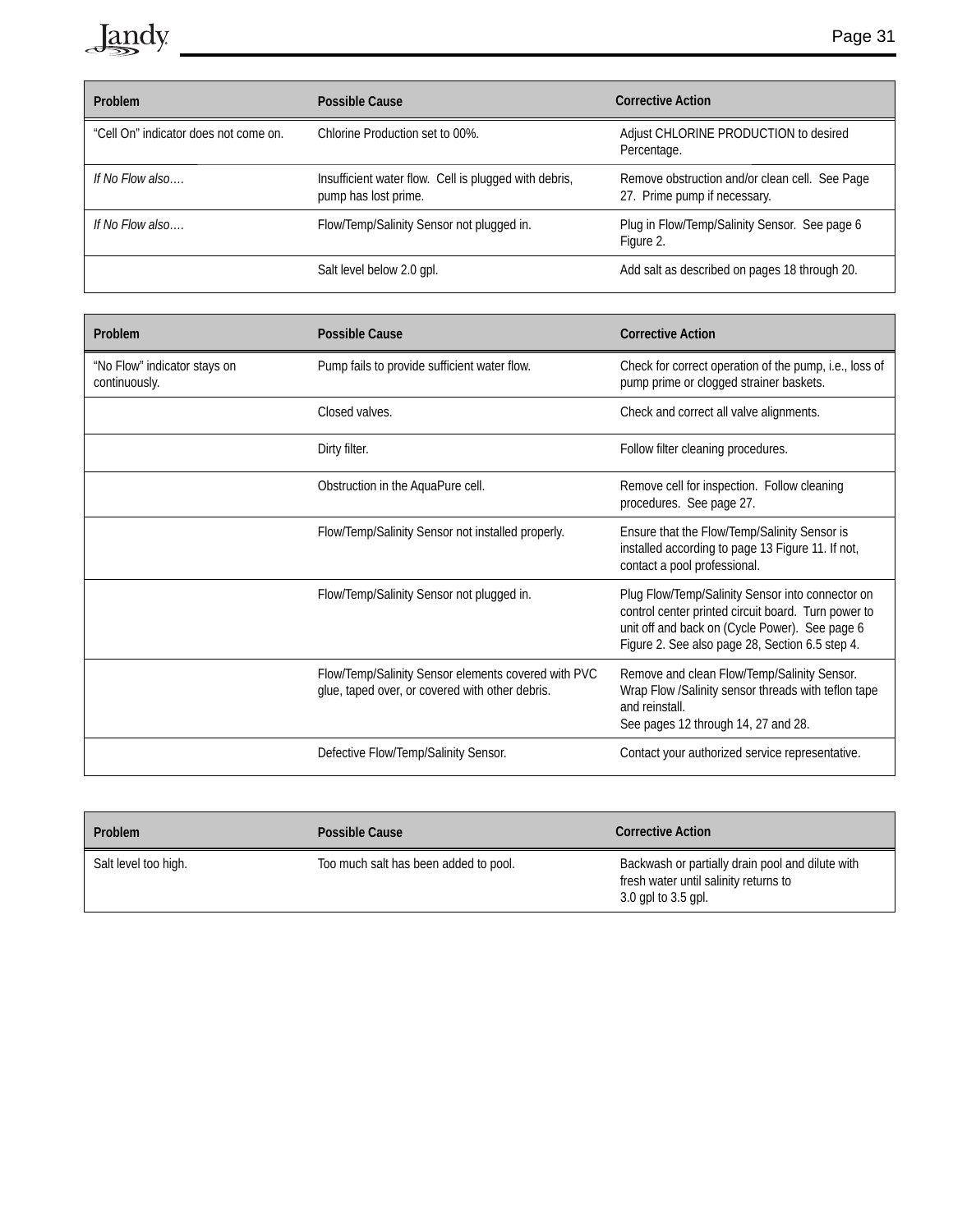| Problem | Possible Cause | Corrective Action |
|---|---|---|
| "Cell On" indicator does not come on. | Chlorine Production set to 00%. | Adjust CHLORINE PRODUCTION to desired Percentage. |
| *If No Flow also….* | Insufficient water flow. Cell is plugged with debris, pump has lost prime. | Remove obstruction and/or clean cell. See Page 27. Prime pump if necessary. |
| *If No Flow also….* | Flow/Temp/Salinity Sensor not plugged in. | Plug in Flow/Temp/Salinity Sensor. See page 6 Figure 2. |
| | Salt level below 2.0 gpl. | Add salt as described on pages 18 through 20. |

| Problem | Possible Cause | Corrective Action |
|---|---|---|
| "No Flow" indicator stays on continuously. | Pump fails to provide sufficient water flow. | Check for correct operation of the pump, i.e., loss of pump prime or clogged strainer baskets. |
| | Closed valves. | Check and correct all valve alignments. |
| | Dirty filter. | Follow filter cleaning procedures. |
| | Obstruction in the AquaPure cell. | Remove cell for inspection. Follow cleaning procedures. See page 27. |
| | Flow/Temp/Salinity Sensor not installed properly. | Ensure that the Flow/Temp/Salinity Sensor is installed according to page 13 Figure 11. If not, contact a pool professional. |
| | Flow/Temp/Salinity Sensor not plugged in. | Plug Flow/Temp/Salinity Sensor into connector on control center printed circuit board. Turn power to unit off and back on (Cycle Power). See page 6 Figure 2. See also page 28, Section 6.5 step 4. |
| | Flow/Temp/Salinity Sensor elements covered with PVC glue, taped over, or covered with other debris. | Remove and clean Flow/Temp/Salinity Sensor. Wrap Flow /Salinity sensor threads with teflon tape and reinstall. See pages 12 through 14, 27 and 28. |
| | Defective Flow/Temp/Salinity Sensor. | Contact your authorized service representative. |

| Problem | Possible Cause | Corrective Action |
|---|---|---|
| Salt level too high. | Too much salt has been added to pool. | Backwash or partially drain pool and dilute with fresh water until salinity returns to 3.0 gpl to 3.5 gpl. |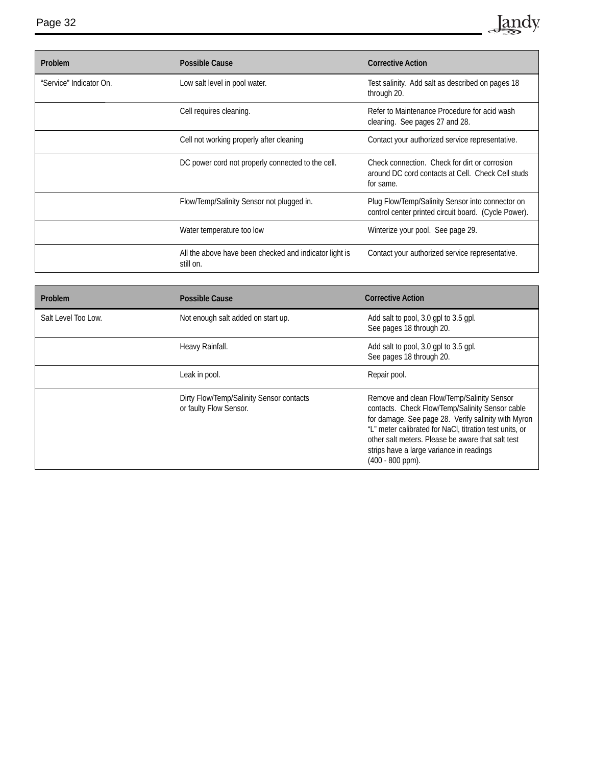| Problem | Possible Cause | Corrective Action |
| --- | --- | --- |
| “Service” Indicator On. | Low salt level in pool water. | Test salinity. Add salt as described on pages 18 through 20. |
| | Cell requires cleaning. | Refer to Maintenance Procedure for acid wash cleaning. See pages 27 and 28. |
| | Cell not working properly after cleaning | Contact your authorized service representative. |
| | DC power cord not properly connected to the cell. | Check connection. Check for dirt or corrosion around DC cord contacts at Cell. Check Cell studs for same. |
| | Flow/Temp/Salinity Sensor not plugged in. | Plug Flow/Temp/Salinity Sensor into connector on control center printed circuit board. (Cycle Power). |
| | Water temperature too low | Winterize your pool. See page 29. |
| | All the above have been checked and indicator light is still on. | Contact your authorized service representative. |

| Problem | Possible Cause | Corrective Action |
| --- | --- | --- |
| Salt Level Too Low. | Not enough salt added on start up. | Add salt to pool, 3.0 gpl to 3.5 gpl. See pages 18 through 20. |
| | Heavy Rainfall. | Add salt to pool, 3.0 gpl to 3.5 gpl. See pages 18 through 20. |
| | Leak in pool. | Repair pool. |
| | Dirty Flow/Temp/Salinity Sensor contacts or faulty Flow Sensor. | Remove and clean Flow/Temp/Salinity Sensor contacts. Check Flow/Temp/Salinity Sensor cable for damage. See page 28. Verify salinity with Myron “L” meter calibrated for NaCl, titration test units, or other salt meters. Please be aware that salt test strips have a large variance in readings (400 - 800 ppm). |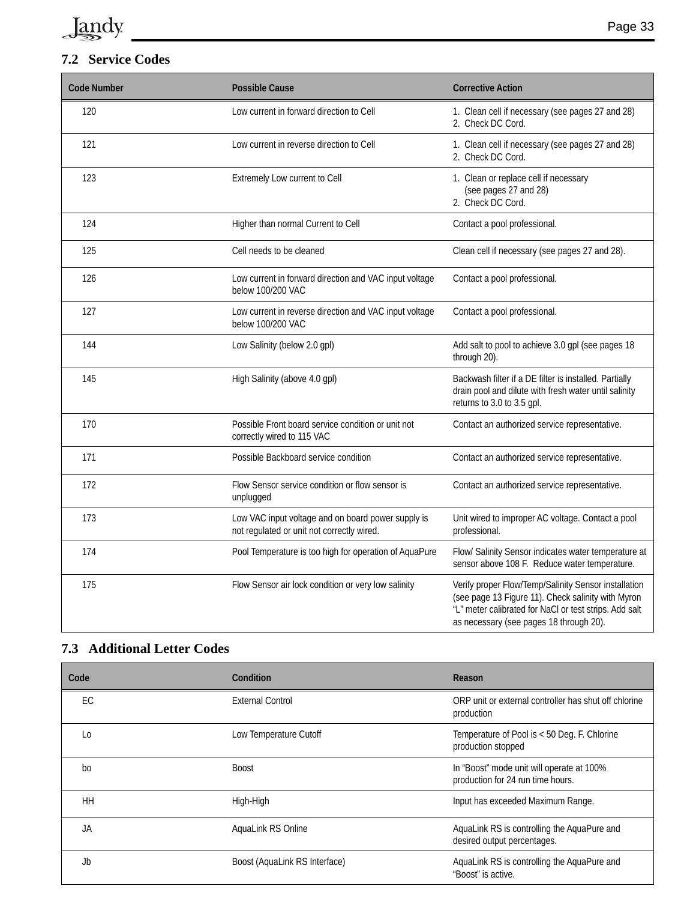## 7.2 Service Codes

| Code Number | Possible Cause | Corrective Action |
|---|---|---|
| 120 | Low current in forward direction to Cell | 1. Clean cell if necessary (see pages 27 and 28)<br>2. Check DC Cord. |
| 121 | Low current in reverse direction to Cell | 1. Clean cell if necessary (see pages 27 and 28)<br>2. Check DC Cord. |
| 123 | Extremely Low current to Cell | 1. Clean or replace cell if necessary (see pages 27 and 28)<br>2. Check DC Cord. |
| 124 | Higher than normal Current to Cell | Contact a pool professional. |
| 125 | Cell needs to be cleaned | Clean cell if necessary (see pages 27 and 28). |
| 126 | Low current in forward direction and VAC input voltage below 100/200 VAC | Contact a pool professional. |
| 127 | Low current in reverse direction and VAC input voltage below 100/200 VAC | Contact a pool professional. |
| 144 | Low Salinity (below 2.0 gpl) | Add salt to pool to achieve 3.0 gpl (see pages 18 through 20). |
| 145 | High Salinity (above 4.0 gpl) | Backwash filter if a DE filter is installed. Partially drain pool and dilute with fresh water until salinity returns to 3.0 to 3.5 gpl. |
| 170 | Possible Front board service condition or unit not correctly wired to 115 VAC | Contact an authorized service representative. |
| 171 | Possible Backboard service condition | Contact an authorized service representative. |
| 172 | Flow Sensor service condition or flow sensor is unplugged | Contact an authorized service representative. |
| 173 | Low VAC input voltage and on board power supply is not regulated or unit not correctly wired. | Unit wired to improper AC voltage. Contact a pool professional. |
| 174 | Pool Temperature is too high for operation of AquaPure | Flow/ Salinity Sensor indicates water temperature at sensor above 108 F. Reduce water temperature. |
| 175 | Flow Sensor air lock condition or very low salinity | Verify proper Flow/Temp/Salinity Sensor installation (see page 13 Figure 11). Check salinity with Myron “L” meter calibrated for NaCl or test strips. Add salt as necessary (see pages 18 through 20). |

## 7.3 Additional Letter Codes

| Code | Condition | Reason |
|---|---|---|
| EC | External Control | ORP unit or external controller has shut off chlorine production |
| Lo | Low Temperature Cutoff | Temperature of Pool is < 50 Deg. F. Chlorine production stopped |
| bo | Boost | In “Boost” mode unit will operate at 100% production for 24 run time hours. |
| HH | High-High | Input has exceeded Maximum Range. |
| JA | AquaLink RS Online | AquaLink RS is controlling the AquaPure and desired output percentages. |
| Jb | Boost (AquaLink RS Interface) | AquaLink RS is controlling the AquaPure and “Boost” is active. |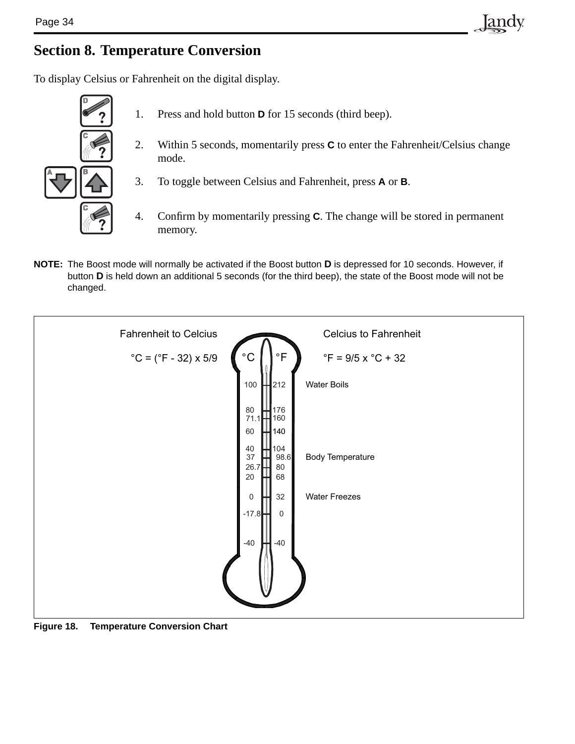# Section 8. Temperature Conversion

To display Celsius or Fahrenheit on the digital display.

1. Press and hold button **D** for 15 seconds (third beep).
2. Within 5 seconds, momentarily press **C** to enter the Fahrenheit/Celsius change mode.
3. To toggle between Celsius and Fahrenheit, press **A** or **B**.
4. Confirm by momentarily pressing **C**. The change will be stored in permanent memory.

**NOTE:** The Boost mode will normally be activated if the Boost button **D** is depressed for 10 seconds. However, if button **D** is held down an additional 5 seconds (for the third beep), the state of the Boost mode will not be changed.

Fahrenheit to Celcius

°C = (°F - 32) x 5/9

Celcius to Fahrenheit

°F = 9/5 x °C + 32

°C °F

100 212 Water Boils

80 176

71.1 160

60 140

40 104

37 98.6 Body Temperature

26.7 80

20 68

0 32 Water Freezes

-17.8 0

-40 -40

**Figure 18. Temperature Conversion Chart**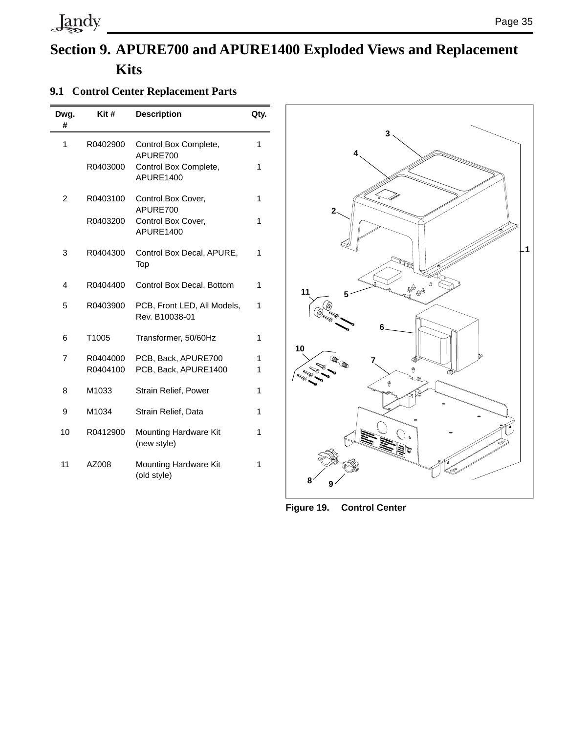# Section 9. APURE700 and APURE1400 Exploded Views and Replacement Kits

## 9.1 Control Center Replacement Parts

| Dwg. # | Kit # | Description | Qty. |
|---|---|---|---|
| 1 | R0402900 | Control Box Complete, APURE700 | 1 |
| | R0403000 | Control Box Complete, APURE1400 | 1 |
| 2 | R0403100 | Control Box Cover, APURE700 | 1 |
| | R0403200 | Control Box Cover, APURE1400 | 1 |
| 3 | R0404300 | Control Box Decal, APURE, Top | 1 |
| 4 | R0404400 | Control Box Decal, Bottom | 1 |
| 5 | R0403900 | PCB, Front LED, All Models, Rev. B10038-01 | 1 |
| 6 | T1005 | Transformer, 50/60Hz | 1 |
| 7 | R0404000 | PCB, Back, APURE700 | 1 |
| | R0404100 | PCB, Back, APURE1400 | 1 |
| 8 | M1033 | Strain Relief, Power | 1 |
| 9 | M1034 | Strain Relief, Data | 1 |
| 10 | R0412900 | Mounting Hardware Kit (new style) | 1 |
| 11 | AZ008 | Mounting Hardware Kit (old style) | 1 |

3
4
2
1
11
5
6
10
7
8
9

Figure 19. Control Center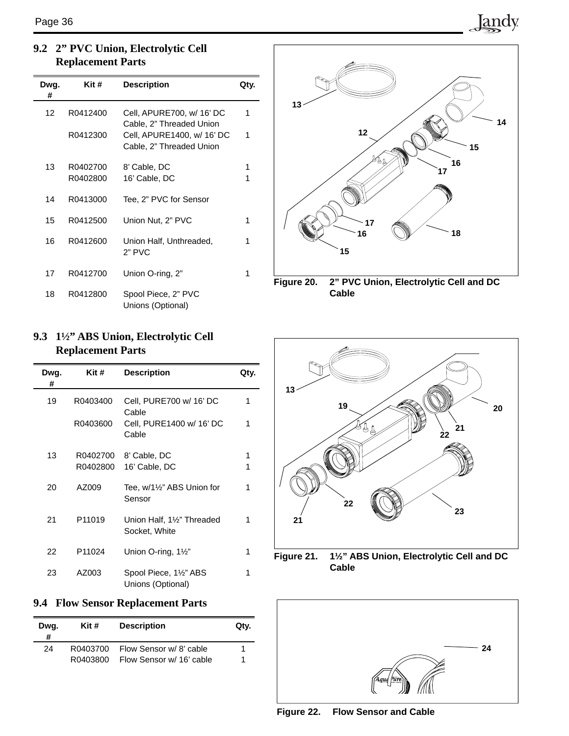## 9.2 2" PVC Union, Electrolytic Cell Replacement Parts

| Dwg. # | Kit # | Description | Qty. |
|---|---|---|---|
| 12 | R0412400 | Cell, APURE700, w/ 16' DC Cable, 2" Threaded Union | 1 |
| | R0412300 | Cell, APURE1400, w/ 16' DC Cable, 2" Threaded Union | 1 |
| 13 | R0402700 | 8' Cable, DC | 1 |
| | R0402800 | 16' Cable, DC | 1 |
| 14 | R0413000 | Tee, 2" PVC for Sensor | |
| 15 | R0412500 | Union Nut, 2" PVC | 1 |
| 16 | R0412600 | Union Half, Unthreaded, 2" PVC | 1 |
| 17 | R0412700 | Union O-ring, 2" | 1 |
| 18 | R0412800 | Spool Piece, 2" PVC Unions (Optional) | |

13
12
14
15
16
17
17
16
18
15

Figure 20. 2" PVC Union, Electrolytic Cell and DC Cable

## 9.3 1½" ABS Union, Electrolytic Cell Replacement Parts

| Dwg. # | Kit # | Description | Qty. |
|---|---|---|---|
| 19 | R0403400 | Cell, PURE700 w/ 16' DC Cable | 1 |
| | R0403600 | Cell, PURE1400 w/ 16' DC Cable | 1 |
| 13 | R0402700 | 8' Cable, DC | 1 |
| | R0402800 | 16' Cable, DC | 1 |
| 20 | AZ009 | Tee, w/1½" ABS Union for Sensor | 1 |
| 21 | P11019 | Union Half, 1½" Threaded Socket, White | 1 |
| 22 | P11024 | Union O-ring, 1½" | 1 |
| 23 | AZ003 | Spool Piece, 1½" ABS Unions (Optional) | 1 |

13
19
20
21
22
22
23
21

Figure 21. 1½" ABS Union, Electrolytic Cell and DC Cable

## 9.4 Flow Sensor Replacement Parts

| Dwg. # | Kit # | Description | Qty. |
|---|---|---|---|
| 24 | R0403700 | Flow Sensor w/ 8' cable | 1 |
| | R0403800 | Flow Sensor w/ 16' cable | 1 |

24

Figure 22. Flow Sensor and Cable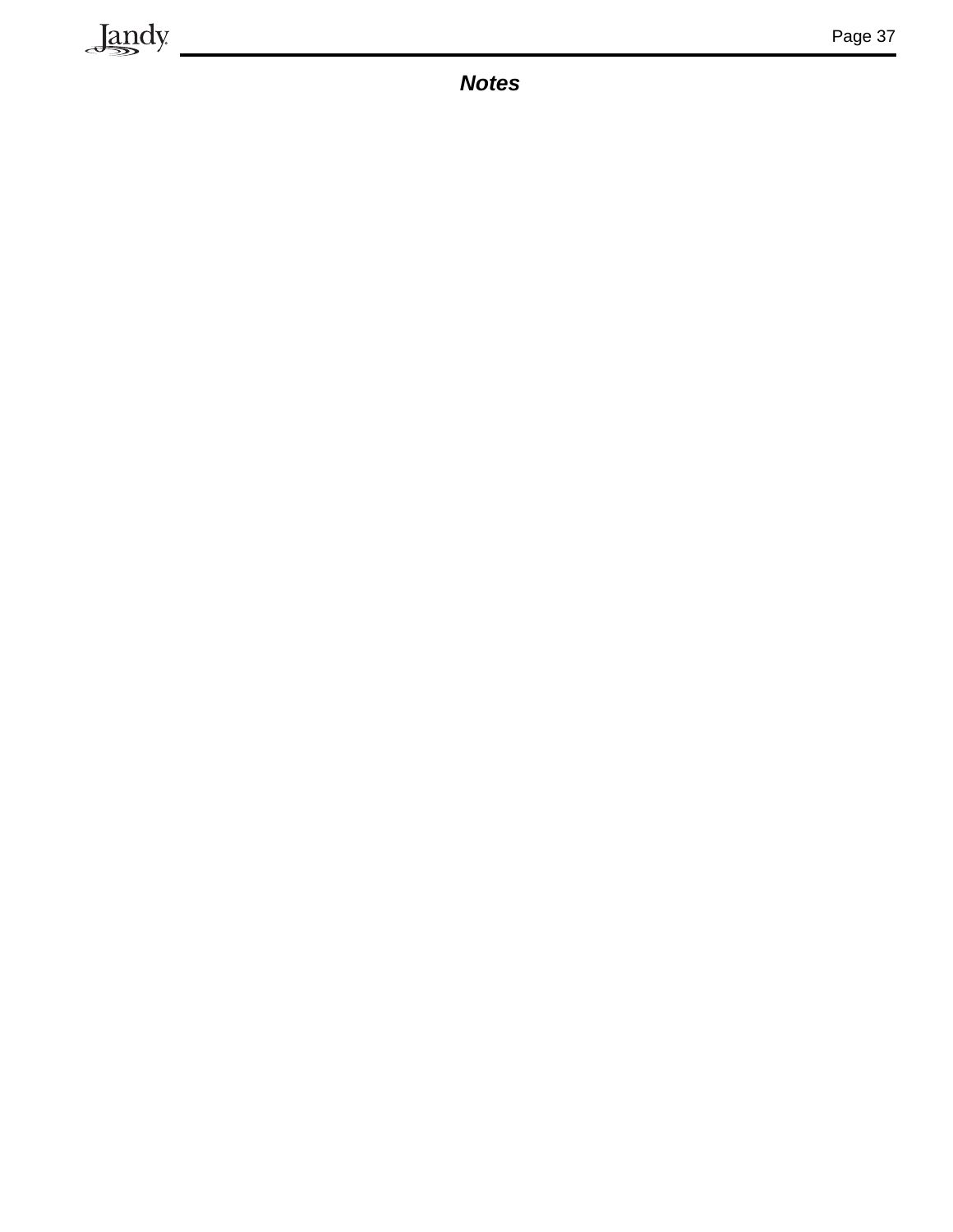***Notes***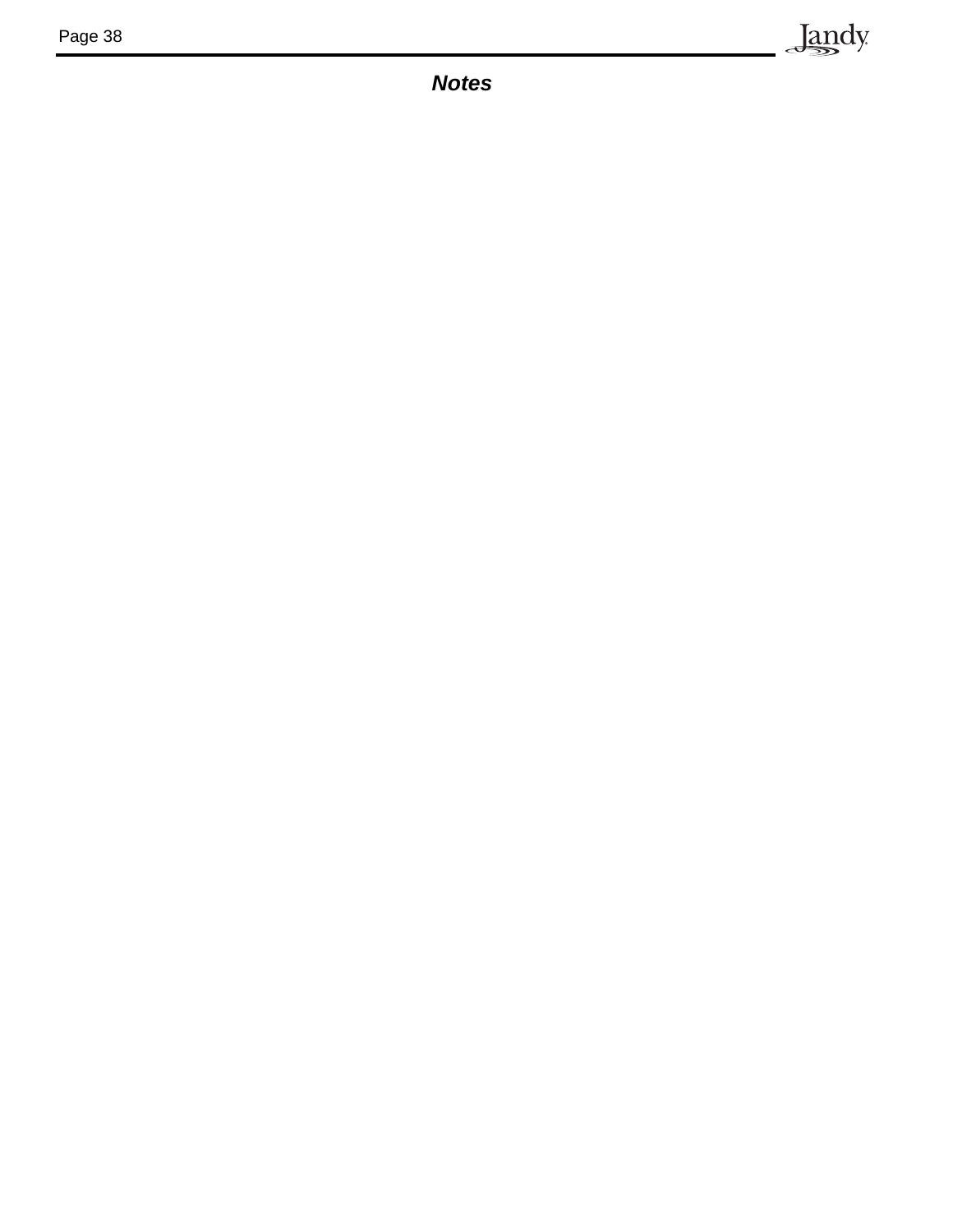***Notes***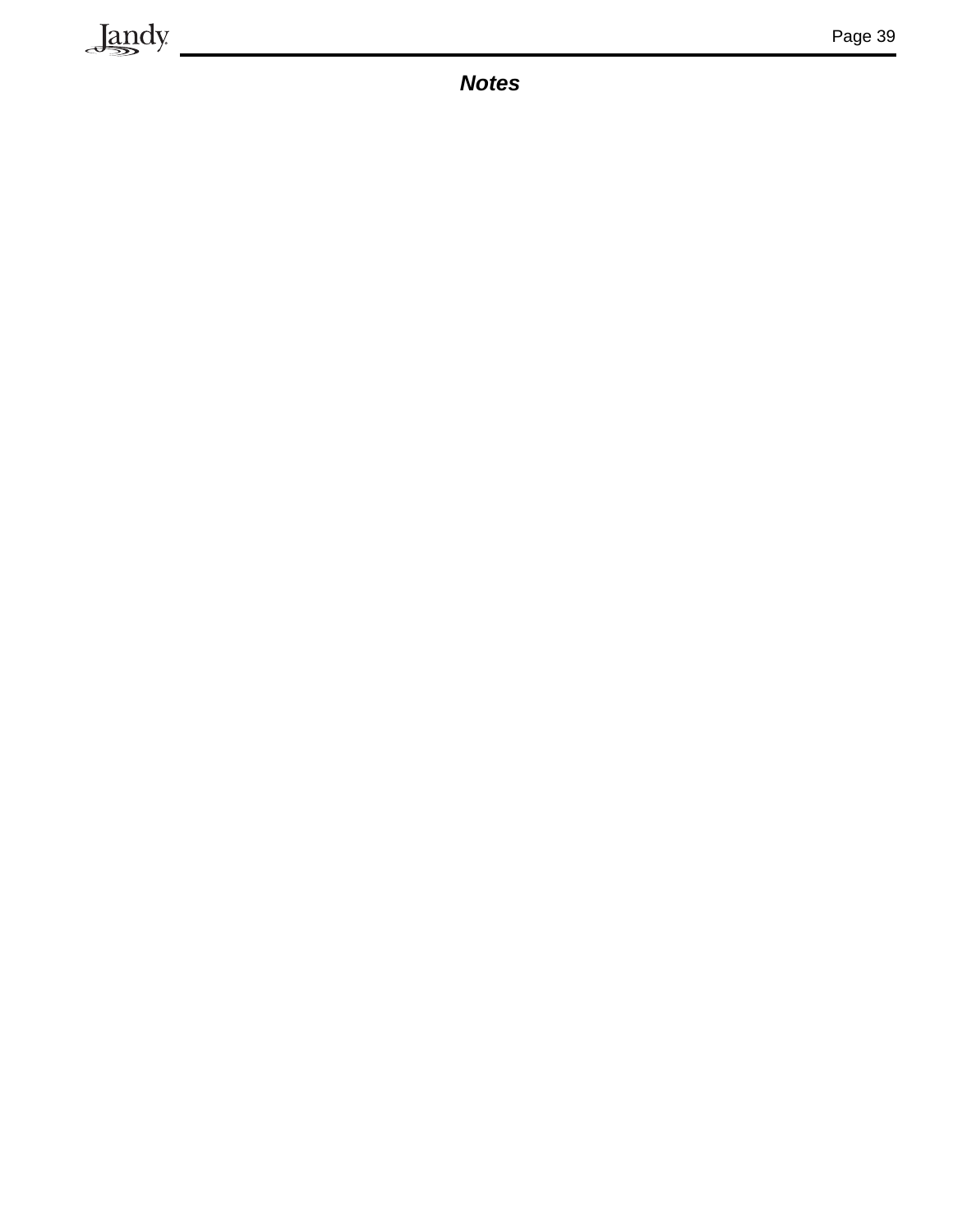***Notes***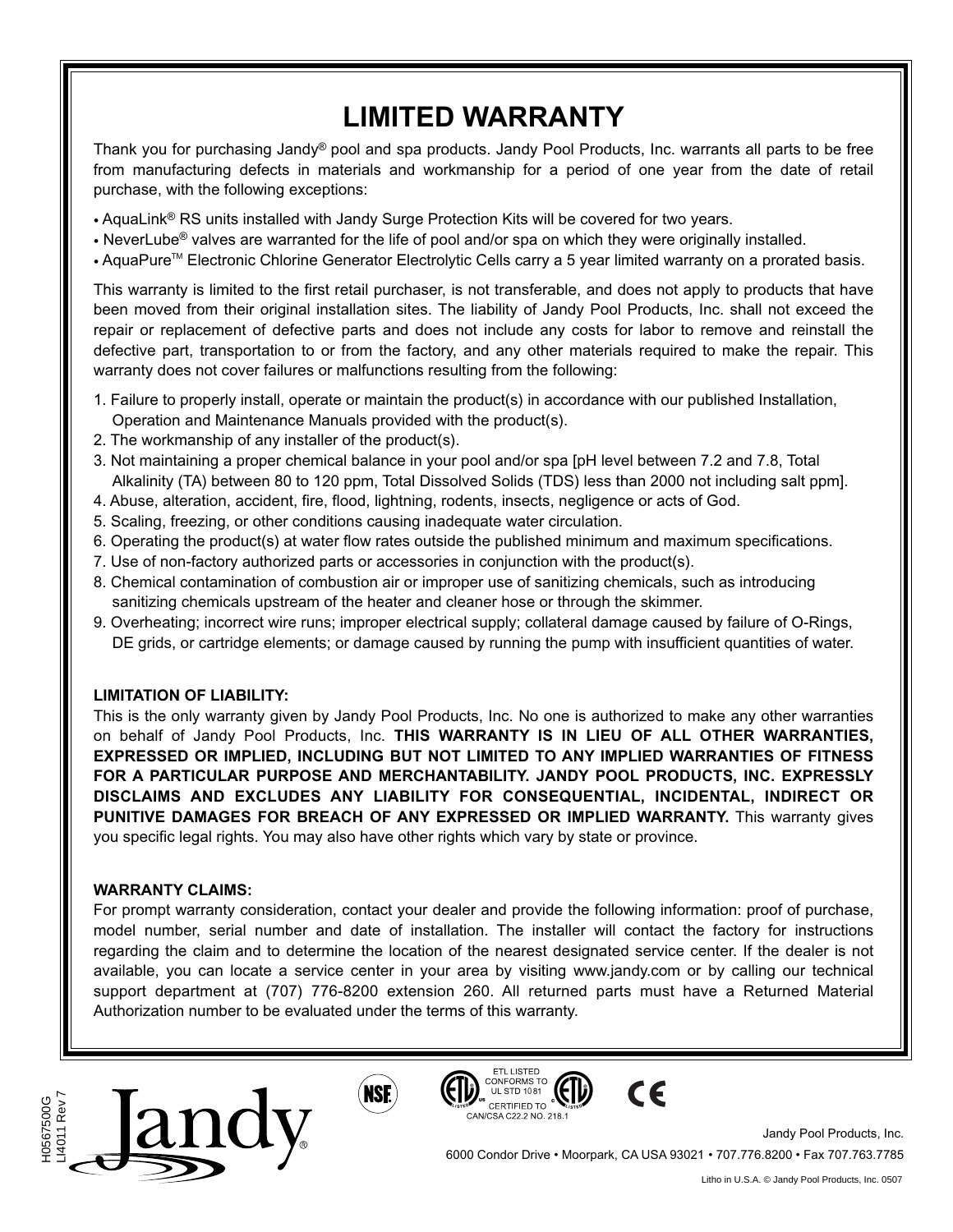# LIMITED WARRANTY

Thank you for purchasing Jandy® pool and spa products. Jandy Pool Products, Inc. warrants all parts to be free from manufacturing defects in materials and workmanship for a period of one year from the date of retail purchase, with the following exceptions:

- AquaLink® RS units installed with Jandy Surge Protection Kits will be covered for two years.
- NeverLube® valves are warranted for the life of pool and/or spa on which they were originally installed.
- AquaPure™ Electronic Chlorine Generator Electrolytic Cells carry a 5 year limited warranty on a prorated basis.

This warranty is limited to the first retail purchaser, is not transferable, and does not apply to products that have been moved from their original installation sites. The liability of Jandy Pool Products, Inc. shall not exceed the repair or replacement of defective parts and does not include any costs for labor to remove and reinstall the defective part, transportation to or from the factory, and any other materials required to make the repair. This warranty does not cover failures or malfunctions resulting from the following:

1. Failure to properly install, operate or maintain the product(s) in accordance with our published Installation, Operation and Maintenance Manuals provided with the product(s).
2. The workmanship of any installer of the product(s).
3. Not maintaining a proper chemical balance in your pool and/or spa [pH level between 7.2 and 7.8, Total Alkalinity (TA) between 80 to 120 ppm, Total Dissolved Solids (TDS) less than 2000 not including salt ppm].
4. Abuse, alteration, accident, fire, flood, lightning, rodents, insects, negligence or acts of God.
5. Scaling, freezing, or other conditions causing inadequate water circulation.
6. Operating the product(s) at water flow rates outside the published minimum and maximum specifications.
7. Use of non-factory authorized parts or accessories in conjunction with the product(s).
8. Chemical contamination of combustion air or improper use of sanitizing chemicals, such as introducing sanitizing chemicals upstream of the heater and cleaner hose or through the skimmer.
9. Overheating; incorrect wire runs; improper electrical supply; collateral damage caused by failure of O-Rings, DE grids, or cartridge elements; or damage caused by running the pump with insufficient quantities of water.

**LIMITATION OF LIABILITY:**

This is the only warranty given by Jandy Pool Products, Inc. No one is authorized to make any other warranties on behalf of Jandy Pool Products, Inc. **THIS WARRANTY IS IN LIEU OF ALL OTHER WARRANTIES, EXPRESSED OR IMPLIED, INCLUDING BUT NOT LIMITED TO ANY IMPLIED WARRANTIES OF FITNESS FOR A PARTICULAR PURPOSE AND MERCHANTABILITY. JANDY POOL PRODUCTS, INC. EXPRESSLY DISCLAIMS AND EXCLUDES ANY LIABILITY FOR CONSEQUENTIAL, INCIDENTAL, INDIRECT OR PUNITIVE DAMAGES FOR BREACH OF ANY EXPRESSED OR IMPLIED WARRANTY.** This warranty gives you specific legal rights. You may also have other rights which vary by state or province.

**WARRANTY CLAIMS:**

For prompt warranty consideration, contact your dealer and provide the following information: proof of purchase, model number, serial number and date of installation. The installer will contact the factory for instructions regarding the claim and to determine the location of the nearest designated service center. If the dealer is not available, you can locate a service center in your area by visiting www.jandy.com or by calling our technical support department at (707) 776-8200 extension 260. All returned parts must have a Returned Material Authorization number to be evaluated under the terms of this warranty.

H0567500G
LI4011 Rev 7

ETL LISTED CONFORMS TO UL STD 1081
CERTIFIED TO CAN/CSA C22.2 NO. 218.1

Jandy Pool Products, Inc.

6000 Condor Drive • Moorpark, CA USA 93021 • 707.776.8200 • Fax 707.763.7785

Litho in U.S.A. © Jandy Pool Products, Inc. 0507